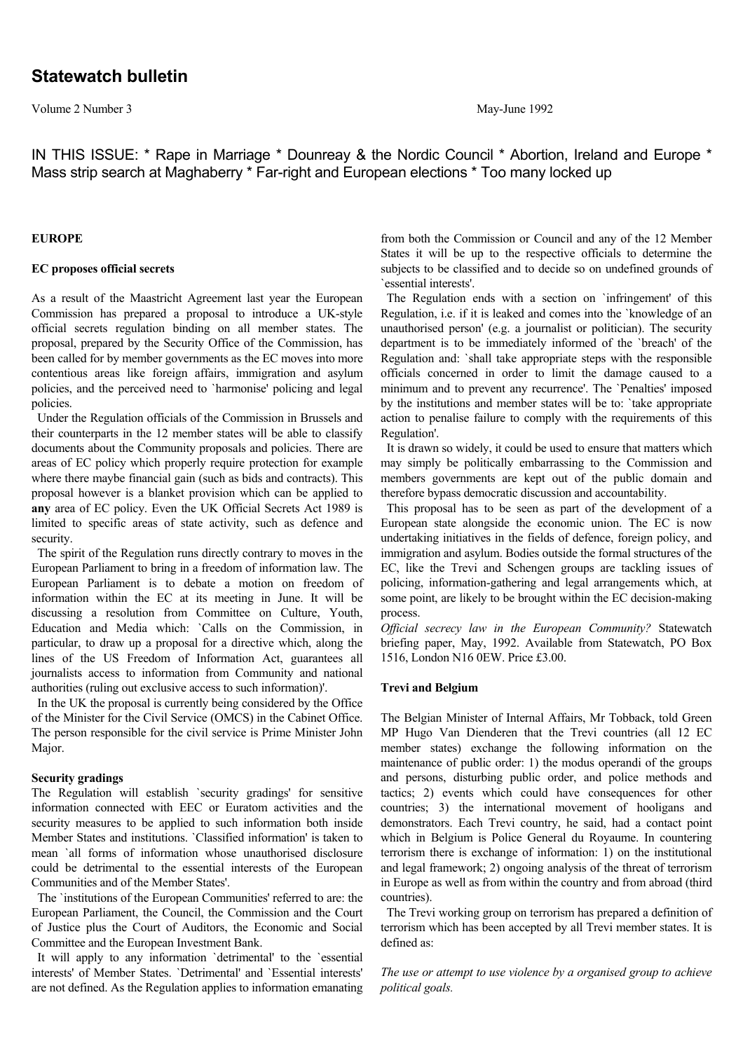# Statewatch bulletin

Volume 2 Number 3 May-June 1992

IN THIS ISSUE: * Rape in Marriage * Dounreay & the Nordic Council * Abortion, Ireland and Europe * Mass strip search at Maghaberry * Far-right and European elections * Too many locked up

## EUROPE

### EC proposes official secrets

As a result of the Maastricht Agreement last year the European Commission has prepared a proposal to introduce a UK-style official secrets regulation binding on all member states. The proposal, prepared by the Security Office of the Commission, has been called for by member governments as the EC moves into more contentious areas like foreign affairs, immigration and asylum policies, and the perceived need to `harmonise' policing and legal policies.

Under the Regulation officials of the Commission in Brussels and their counterparts in the 12 member states will be able to classify documents about the Community proposals and policies. There are areas of EC policy which properly require protection for example where there maybe financial gain (such as bids and contracts). This proposal however is a blanket provision which can be applied to **any** area of EC policy. Even the UK Official Secrets Act 1989 is limited to specific areas of state activity, such as defence and security.

The spirit of the Regulation runs directly contrary to moves in the European Parliament to bring in a freedom of information law. The European Parliament is to debate a motion on freedom of information within the EC at its meeting in June. It will be discussing a resolution from Committee on Culture, Youth, Education and Media which: `Calls on the Commission, in particular, to draw up a proposal for a directive which, along the lines of the US Freedom of Information Act, guarantees all journalists access to information from Community and national authorities (ruling out exclusive access to such information)'.

In the UK the proposal is currently being considered by the Office of the Minister for the Civil Service (OMCS) in the Cabinet Office. The person responsible for the civil service is Prime Minister John Major.

**Security gradings**

The Regulation will establish `security gradings' for sensitive information connected with EEC or Euratom activities and the security measures to be applied to such information both inside Member States and institutions. `Classified information' is taken to mean `all forms of information whose unauthorised disclosure could be detrimental to the essential interests of the European Communities and of the Member States'.

The `institutions of the European Communities' referred to are: the European Parliament, the Council, the Commission and the Court of Justice plus the Court of Auditors, the Economic and Social Committee and the European Investment Bank.

It will apply to any information `detrimental' to the `essential interests' of Member States. `Detrimental' and `Essential interests' are not defined. As the Regulation applies to information emanating from both the Commission or Council and any of the 12 Member States it will be up to the respective officials to determine the subjects to be classified and to decide so on undefined grounds of `essential interests'.

The Regulation ends with a section on `infringement' of this Regulation, i.e. if it is leaked and comes into the `knowledge of an unauthorised person' (e.g. a journalist or politician). The security department is to be immediately informed of the `breach' of the Regulation and: `shall take appropriate steps with the responsible officials concerned in order to limit the damage caused to a minimum and to prevent any recurrence'. The `Penalties' imposed by the institutions and member states will be to: `take appropriate action to penalise failure to comply with the requirements of this Regulation'.

It is drawn so widely, it could be used to ensure that matters which may simply be politically embarrassing to the Commission and members governments are kept out of the public domain and therefore bypass democratic discussion and accountability.

This proposal has to be seen as part of the development of a European state alongside the economic union. The EC is now undertaking initiatives in the fields of defence, foreign policy, and immigration and asylum. Bodies outside the formal structures of the EC, like the Trevi and Schengen groups are tackling issues of policing, information-gathering and legal arrangements which, at some point, are likely to be brought within the EC decision-making process.

*Official secrecy law in the European Community?* Statewatch briefing paper, May, 1992. Available from Statewatch, PO Box 1516, London N16 0EW. Price £3.00.

### Trevi and Belgium

The Belgian Minister of Internal Affairs, Mr Tobback, told Green MP Hugo Van Dienderen that the Trevi countries (all 12 EC member states) exchange the following information on the maintenance of public order: 1) the modus operandi of the groups and persons, disturbing public order, and police methods and tactics; 2) events which could have consequences for other countries; 3) the international movement of hooligans and demonstrators. Each Trevi country, he said, had a contact point which in Belgium is Police General du Royaume. In countering terrorism there is exchange of information: 1) on the institutional and legal framework; 2) ongoing analysis of the threat of terrorism in Europe as well as from within the country and from abroad (third countries).

The Trevi working group on terrorism has prepared a definition of terrorism which has been accepted by all Trevi member states. It is defined as:

*The use or attempt to use violence by a organised group to achieve political goals.*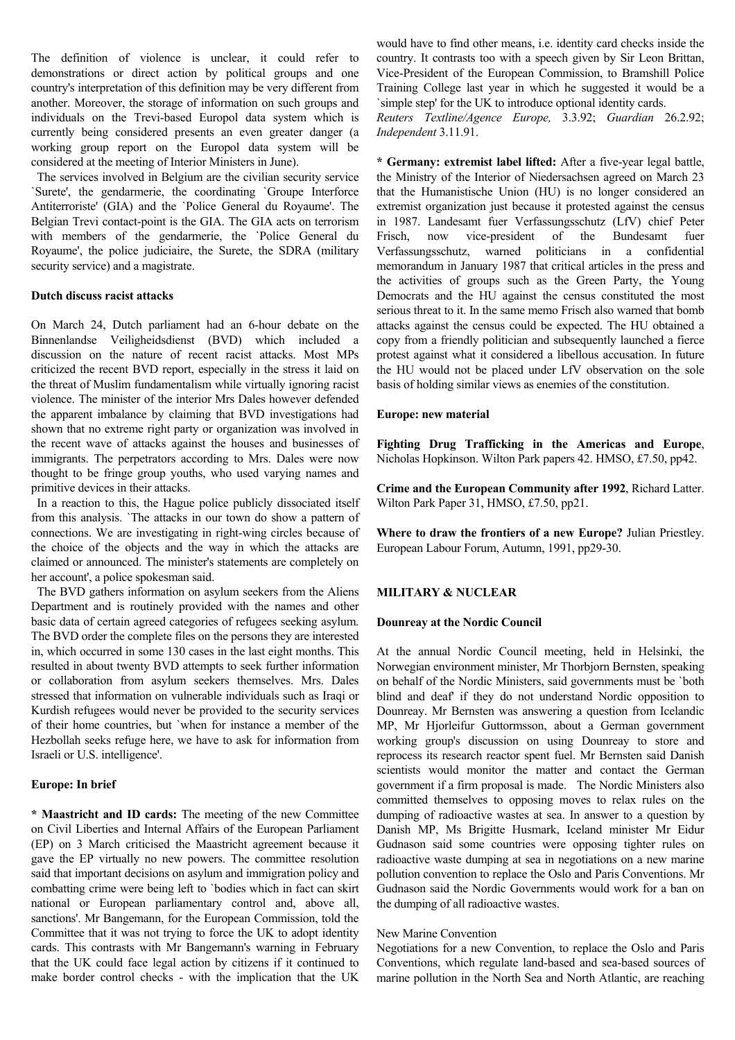The definition of violence is unclear, it could refer to demonstrations or direct action by political groups and one country's interpretation of this definition may be very different from another. Moreover, the storage of information on such groups and individuals on the Trevi-based Europol data system which is currently being considered presents an even greater danger (a working group report on the Europol data system will be considered at the meeting of Interior Ministers in June).

The services involved in Belgium are the civilian security service `Surete', the gendarmerie, the coordinating `Groupe Interforce Antiterroriste' (GIA) and the `Police General du Royaume'. The Belgian Trevi contact-point is the GIA. The GIA acts on terrorism with members of the gendarmerie, the `Police General du Royaume', the police judiciaire, the Surete, the SDRA (military security service) and a magistrate.

**Dutch discuss racist attacks**

On March 24, Dutch parliament had an 6-hour debate on the Binnenlandse Veiligheidsdienst (BVD) which included a discussion on the nature of recent racist attacks. Most MPs criticized the recent BVD report, especially in the stress it laid on the threat of Muslim fundamentalism while virtually ignoring racist violence. The minister of the interior Mrs Dales however defended the apparent imbalance by claiming that BVD investigations had shown that no extreme right party or organization was involved in the recent wave of attacks against the houses and businesses of immigrants. The perpetrators according to Mrs. Dales were now thought to be fringe group youths, who used varying names and primitive devices in their attacks.

In a reaction to this, the Hague police publicly dissociated itself from this analysis. `The attacks in our town do show a pattern of connections. We are investigating in right-wing circles because of the choice of the objects and the way in which the attacks are claimed or announced. The minister's statements are completely on her account', a police spokesman said.

The BVD gathers information on asylum seekers from the Aliens Department and is routinely provided with the names and other basic data of certain agreed categories of refugees seeking asylum. The BVD order the complete files on the persons they are interested in, which occurred in some 130 cases in the last eight months. This resulted in about twenty BVD attempts to seek further information or collaboration from asylum seekers themselves. Mrs. Dales stressed that information on vulnerable individuals such as Iraqi or Kurdish refugees would never be provided to the security services of their home countries, but `when for instance a member of the Hezbollah seeks refuge here, we have to ask for information from Israeli or U.S. intelligence'.

**Europe: In brief**

**\* Maastricht and ID cards:** The meeting of the new Committee on Civil Liberties and Internal Affairs of the European Parliament (EP) on 3 March criticised the Maastricht agreement because it gave the EP virtually no new powers. The committee resolution said that important decisions on asylum and immigration policy and combatting crime were being left to `bodies which in fact can skirt national or European parliamentary control and, above all, sanctions'. Mr Bangemann, for the European Commission, told the Committee that it was not trying to force the UK to adopt identity cards. This contrasts with Mr Bangemann's warning in February that the UK could face legal action by citizens if it continued to make border control checks - with the implication that the UK would have to find other means, i.e. identity card checks inside the country. It contrasts too with a speech given by Sir Leon Brittan, Vice-President of the European Commission, to Bramshill Police Training College last year in which he suggested it would be a `simple step' for the UK to introduce optional identity cards.
*Reuters Textline/Agence Europe,* 3.3.92; *Guardian* 26.2.92; *Independent* 3.11.91.

**\* Germany: extremist label lifted:** After a five-year legal battle, the Ministry of the Interior of Niedersachsen agreed on March 23 that the Humanistische Union (HU) is no longer considered an extremist organization just because it protested against the census in 1987. Landesamt fuer Verfassungsschutz (LfV) chief Peter Frisch, now vice-president of the Bundesamt fuer Verfassungsschutz, warned politicians in a confidential memorandum in January 1987 that critical articles in the press and the activities of groups such as the Green Party, the Young Democrats and the HU against the census constituted the most serious threat to it. In the same memo Frisch also warned that bomb attacks against the census could be expected. The HU obtained a copy from a friendly politician and subsequently launched a fierce protest against what it considered a libellous accusation. In future the HU would not be placed under LfV observation on the sole basis of holding similar views as enemies of the constitution.

**Europe: new material**

**Fighting Drug Trafficking in the Americas and Europe**, Nicholas Hopkinson. Wilton Park papers 42. HMSO, £7.50, pp42.

**Crime and the European Community after 1992**, Richard Latter. Wilton Park Paper 31, HMSO, £7.50, pp21.

**Where to draw the frontiers of a new Europe?** Julian Priestley. European Labour Forum, Autumn, 1991, pp29-30.

## MILITARY & NUCLEAR

**Dounreay at the Nordic Council**

At the annual Nordic Council meeting, held in Helsinki, the Norwegian environment minister, Mr Thorbjorn Bernsten, speaking on behalf of the Nordic Ministers, said governments must be `both blind and deaf' if they do not understand Nordic opposition to Dounreay. Mr Bernsten was answering a question from Icelandic MP, Mr Hjorleifur Guttormsson, about a German government working group's discussion on using Dounreay to store and reprocess its research reactor spent fuel. Mr Bernsten said Danish scientists would monitor the matter and contact the German government if a firm proposal is made. The Nordic Ministers also committed themselves to opposing moves to relax rules on the dumping of radioactive wastes at sea. In answer to a question by Danish MP, Ms Brigitte Husmark, Iceland minister Mr Eidur Gudnason said some countries were opposing tighter rules on radioactive waste dumping at sea in negotiations on a new marine pollution convention to replace the Oslo and Paris Conventions. Mr Gudnason said the Nordic Governments would work for a ban on the dumping of all radioactive wastes.

New Marine Convention

Negotiations for a new Convention, to replace the Oslo and Paris Conventions, which regulate land-based and sea-based sources of marine pollution in the North Sea and North Atlantic, are reaching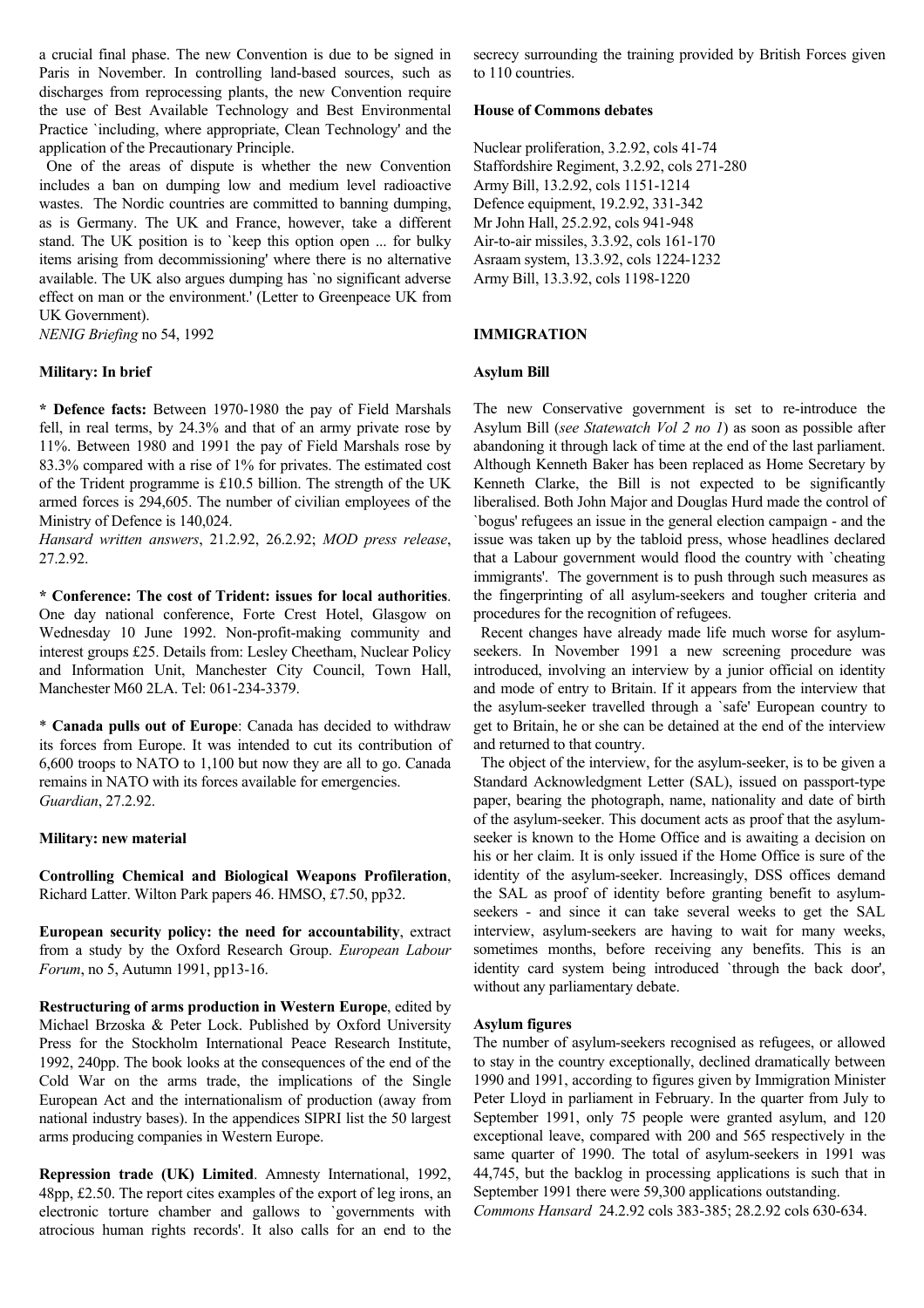a crucial final phase. The new Convention is due to be signed in Paris in November. In controlling land-based sources, such as discharges from reprocessing plants, the new Convention require the use of Best Available Technology and Best Environmental Practice `including, where appropriate, Clean Technology' and the application of the Precautionary Principle.

One of the areas of dispute is whether the new Convention includes a ban on dumping low and medium level radioactive wastes. The Nordic countries are committed to banning dumping, as is Germany. The UK and France, however, take a different stand. The UK position is to `keep this option open ... for bulky items arising from decommissioning' where there is no alternative available. The UK also argues dumping has `no significant adverse effect on man or the environment.' (Letter to Greenpeace UK from UK Government).
*NENIG Briefing* no 54, 1992

### Military: In brief

**\* Defence facts:** Between 1970-1980 the pay of Field Marshals fell, in real terms, by 24.3% and that of an army private rose by 11%. Between 1980 and 1991 the pay of Field Marshals rose by 83.3% compared with a rise of 1% for privates. The estimated cost of the Trident programme is £10.5 billion. The strength of the UK armed forces is 294,605. The number of civilian employees of the Ministry of Defence is 140,024.
*Hansard written answers*, 21.2.92, 26.2.92; *MOD press release*, 27.2.92.

**\* Conference: The cost of Trident: issues for local authorities**. One day national conference, Forte Crest Hotel, Glasgow on Wednesday 10 June 1992. Non-profit-making community and interest groups £25. Details from: Lesley Cheetham, Nuclear Policy and Information Unit, Manchester City Council, Town Hall, Manchester M60 2LA. Tel: 061-234-3379.

\* **Canada pulls out of Europe**: Canada has decided to withdraw its forces from Europe. It was intended to cut its contribution of 6,600 troops to NATO to 1,100 but now they are all to go. Canada remains in NATO with its forces available for emergencies.
*Guardian*, 27.2.92.

### Military: new material

**Controlling Chemical and Biological Weapons Profileration**, Richard Latter. Wilton Park papers 46. HMSO, £7.50, pp32.

**European security policy: the need for accountability**, extract from a study by the Oxford Research Group. *European Labour Forum*, no 5, Autumn 1991, pp13-16.

**Restructuring of arms production in Western Europe**, edited by Michael Brzoska & Peter Lock. Published by Oxford University Press for the Stockholm International Peace Research Institute, 1992, 240pp. The book looks at the consequences of the end of the Cold War on the arms trade, the implications of the Single European Act and the internationalism of production (away from national industry bases). In the appendices SIPRI list the 50 largest arms producing companies in Western Europe.

**Repression trade (UK) Limited**. Amnesty International, 1992, 48pp, £2.50. The report cites examples of the export of leg irons, an electronic torture chamber and gallows to `governments with atrocious human rights records'. It also calls for an end to the secrecy surrounding the training provided by British Forces given to 110 countries.

### House of Commons debates

Nuclear proliferation, 3.2.92, cols 41-74
Staffordshire Regiment, 3.2.92, cols 271-280
Army Bill, 13.2.92, cols 1151-1214
Defence equipment, 19.2.92, 331-342
Mr John Hall, 25.2.92, cols 941-948
Air-to-air missiles, 3.3.92, cols 161-170
Asraam system, 13.3.92, cols 1224-1232
Army Bill, 13.3.92, cols 1198-1220

## IMMIGRATION

### Asylum Bill

The new Conservative government is set to re-introduce the Asylum Bill (*see Statewatch Vol 2 no 1*) as soon as possible after abandoning it through lack of time at the end of the last parliament. Although Kenneth Baker has been replaced as Home Secretary by Kenneth Clarke, the Bill is not expected to be significantly liberalised. Both John Major and Douglas Hurd made the control of `bogus' refugees an issue in the general election campaign - and the issue was taken up by the tabloid press, whose headlines declared that a Labour government would flood the country with `cheating immigrants'. The government is to push through such measures as the fingerprinting of all asylum-seekers and tougher criteria and procedures for the recognition of refugees.

Recent changes have already made life much worse for asylum-seekers. In November 1991 a new screening procedure was introduced, involving an interview by a junior official on identity and mode of entry to Britain. If it appears from the interview that the asylum-seeker travelled through a `safe' European country to get to Britain, he or she can be detained at the end of the interview and returned to that country.

The object of the interview, for the asylum-seeker, is to be given a Standard Acknowledgment Letter (SAL), issued on passport-type paper, bearing the photograph, name, nationality and date of birth of the asylum-seeker. This document acts as proof that the asylum-seeker is known to the Home Office and is awaiting a decision on his or her claim. It is only issued if the Home Office is sure of the identity of the asylum-seeker. Increasingly, DSS offices demand the SAL as proof of identity before granting benefit to asylum-seekers - and since it can take several weeks to get the SAL interview, asylum-seekers are having to wait for many weeks, sometimes months, before receiving any benefits. This is an identity card system being introduced `through the back door', without any parliamentary debate.

### Asylum figures

The number of asylum-seekers recognised as refugees, or allowed to stay in the country exceptionally, declined dramatically between 1990 and 1991, according to figures given by Immigration Minister Peter Lloyd in parliament in February. In the quarter from July to September 1991, only 75 people were granted asylum, and 120 exceptional leave, compared with 200 and 565 respectively in the same quarter of 1990. The total of asylum-seekers in 1991 was 44,745, but the backlog in processing applications is such that in September 1991 there were 59,300 applications outstanding.
*Commons Hansard* 24.2.92 cols 383-385; 28.2.92 cols 630-634.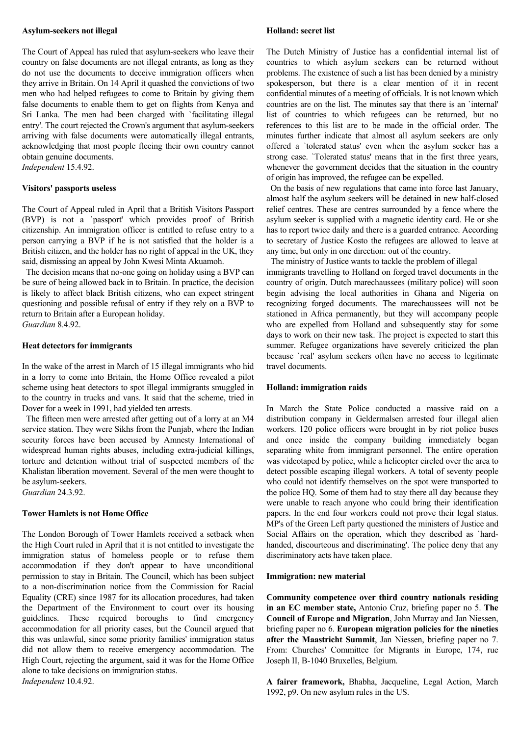**Asylum-seekers not illegal**

The Court of Appeal has ruled that asylum-seekers who leave their country on false documents are not illegal entrants, as long as they do not use the documents to deceive immigration officers when they arrive in Britain. On 14 April it quashed the convictions of two men who had helped refugees to come to Britain by giving them false documents to enable them to get on flights from Kenya and Sri Lanka. The men had been charged with `facilitating illegal entry'. The court rejected the Crown's argument that asylum-seekers arriving with false documents were automatically illegal entrants, acknowledging that most people fleeing their own country cannot obtain genuine documents.
*Independent* 15.4.92.

**Visitors' passports useless**

The Court of Appeal ruled in April that a British Visitors Passport (BVP) is not a `passport' which provides proof of British citizenship. An immigration officer is entitled to refuse entry to a person carrying a BVP if he is not satisfied that the holder is a British citizen, and the holder has no right of appeal in the UK, they said, dismissing an appeal by John Kwesi Minta Akuamoh.

The decision means that no-one going on holiday using a BVP can be sure of being allowed back in to Britain. In practice, the decision is likely to affect black British citizens, who can expect stringent questioning and possible refusal of entry if they rely on a BVP to return to Britain after a European holiday.
*Guardian* 8.4.92.

**Heat detectors for immigrants**

In the wake of the arrest in March of 15 illegal immigrants who hid in a lorry to come into Britain, the Home Office revealed a pilot scheme using heat detectors to spot illegal immigrants smuggled in to the country in trucks and vans. It said that the scheme, tried in Dover for a week in 1991, had yielded ten arrests.

The fifteen men were arrested after getting out of a lorry at an M4 service station. They were Sikhs from the Punjab, where the Indian security forces have been accused by Amnesty International of widespread human rights abuses, including extra-judicial killings, torture and detention without trial of suspected members of the Khalistan liberation movement. Several of the men were thought to be asylum-seekers.
*Guardian* 24.3.92.

**Tower Hamlets is not Home Office**

The London Borough of Tower Hamlets received a setback when the High Court ruled in April that it is not entitled to investigate the immigration status of homeless people or to refuse them accommodation if they don't appear to have unconditional permission to stay in Britain. The Council, which has been subject to a non-discrimination notice from the Commission for Racial Equality (CRE) since 1987 for its allocation procedures, had taken the Department of the Environment to court over its housing guidelines. These required boroughs to find emergency accommodation for all priority cases, but the Council argued that this was unlawful, since some priority families' immigration status did not allow them to receive emergency accommodation. The High Court, rejecting the argument, said it was for the Home Office alone to take decisions on immigration status.
*Independent* 10.4.92.

**Holland: secret list**

The Dutch Ministry of Justice has a confidential internal list of countries to which asylum seekers can be returned without problems. The existence of such a list has been denied by a ministry spokesperson, but there is a clear mention of it in recent confidential minutes of a meeting of officials. It is not known which countries are on the list. The minutes say that there is an `internal' list of countries to which refugees can be returned, but no references to this list are to be made in the official order. The minutes further indicate that almost all asylum seekers are only offered a `tolerated status' even when the asylum seeker has a strong case. `Tolerated status' means that in the first three years, whenever the government decides that the situation in the country of origin has improved, the refugee can be expelled.

On the basis of new regulations that came into force last January, almost half the asylum seekers will be detained in new half-closed relief centres. These are centres surrounded by a fence where the asylum seeker is supplied with a magnetic identity card. He or she has to report twice daily and there is a guarded entrance. According to secretary of Justice Kosto the refugees are allowed to leave at any time, but only in one direction: out of the country.

The ministry of Justice wants to tackle the problem of illegal immigrants travelling to Holland on forged travel documents in the country of origin. Dutch marechaussees (military police) will soon begin advising the local authorities in Ghana and Nigeria on recognizing forged documents. The marechaussees will not be stationed in Africa permanently, but they will accompany people who are expelled from Holland and subsequently stay for some days to work on their new task. The project is expected to start this summer. Refugee organizations have severely criticized the plan because `real' asylum seekers often have no access to legitimate travel documents.

**Holland: immigration raids**

In March the State Police conducted a massive raid on a distribution company in Geldermalsen arrested four illegal alien workers. 120 police officers were brought in by riot police buses and once inside the company building immediately began separating white from immigrant personnel. The entire operation was videotaped by police, while a helicopter circled over the area to detect possible escaping illegal workers. A total of seventy people who could not identify themselves on the spot were transported to the police HQ. Some of them had to stay there all day because they were unable to reach anyone who could bring their identification papers. In the end four workers could not prove their legal status. MP's of the Green Left party questioned the ministers of Justice and Social Affairs on the operation, which they described as `hard-handed, discourteous and discriminating'. The police deny that any discriminatory acts have taken place.

**Immigration: new material**

**Community competence over third country nationals residing in an EC member state,** Antonio Cruz, briefing paper no 5. **The Council of Europe and Migration**, John Murray and Jan Niessen, briefing paper no 6. **European migration policies for the nineties after the Maastricht Summit**, Jan Niessen, briefing paper no 7. From: Churches' Committee for Migrants in Europe, 174, rue Joseph II, B-1040 Bruxelles, Belgium.

**A fairer framework,** Bhabha, Jacqueline, Legal Action, March 1992, p9. On new asylum rules in the US.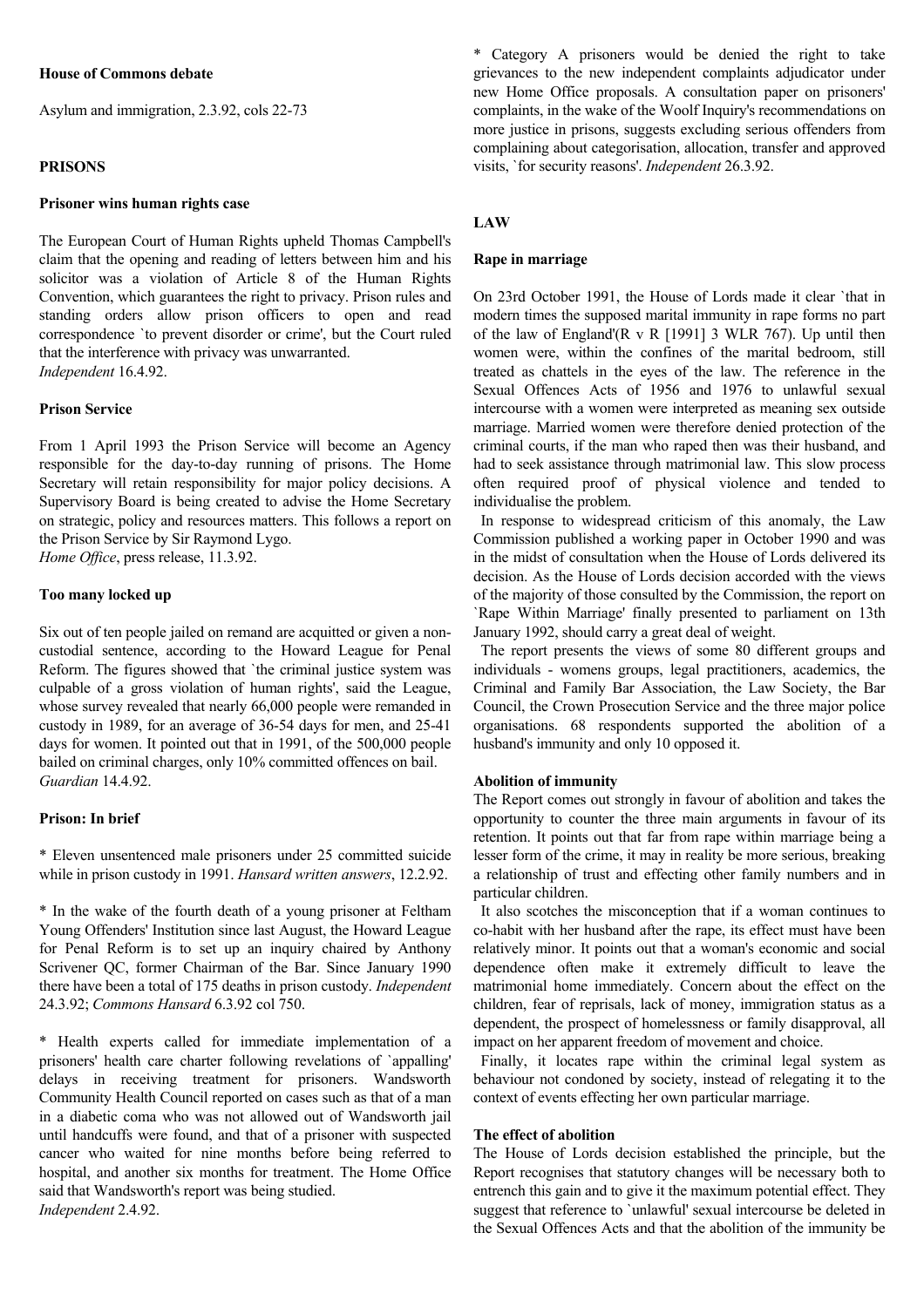**House of Commons debate**

Asylum and immigration, 2.3.92, cols 22-73

## PRISONS

### Prisoner wins human rights case

The European Court of Human Rights upheld Thomas Campbell's claim that the opening and reading of letters between him and his solicitor was a violation of Article 8 of the Human Rights Convention, which guarantees the right to privacy. Prison rules and standing orders allow prison officers to open and read correspondence `to prevent disorder or crime', but the Court ruled that the interference with privacy was unwarranted.
*Independent* 16.4.92.

### Prison Service

From 1 April 1993 the Prison Service will become an Agency responsible for the day-to-day running of prisons. The Home Secretary will retain responsibility for major policy decisions. A Supervisory Board is being created to advise the Home Secretary on strategic, policy and resources matters. This follows a report on the Prison Service by Sir Raymond Lygo.
*Home Office*, press release, 11.3.92.

### Too many locked up

Six out of ten people jailed on remand are acquitted or given a non-custodial sentence, according to the Howard League for Penal Reform. The figures showed that `the criminal justice system was culpable of a gross violation of human rights', said the League, whose survey revealed that nearly 66,000 people were remanded in custody in 1989, for an average of 36-54 days for men, and 25-41 days for women. It pointed out that in 1991, of the 500,000 people bailed on criminal charges, only 10% committed offences on bail.
*Guardian* 14.4.92.

### Prison: In brief

* Eleven unsentenced male prisoners under 25 committed suicide while in prison custody in 1991. *Hansard written answers*, 12.2.92.

* In the wake of the fourth death of a young prisoner at Feltham Young Offenders' Institution since last August, the Howard League for Penal Reform is to set up an inquiry chaired by Anthony Scrivener QC, former Chairman of the Bar. Since January 1990 there have been a total of 175 deaths in prison custody. *Independent* 24.3.92; *Commons Hansard* 6.3.92 col 750.

* Health experts called for immediate implementation of a prisoners' health care charter following revelations of `appalling' delays in receiving treatment for prisoners. Wandsworth Community Health Council reported on cases such as that of a man in a diabetic coma who was not allowed out of Wandsworth jail until handcuffs were found, and that of a prisoner with suspected cancer who waited for nine months before being referred to hospital, and another six months for treatment. The Home Office said that Wandsworth's report was being studied.
*Independent* 2.4.92.

* Category A prisoners would be denied the right to take grievances to the new independent complaints adjudicator under new Home Office proposals. A consultation paper on prisoners' complaints, in the wake of the Woolf Inquiry's recommendations on more justice in prisons, suggests excluding serious offenders from complaining about categorisation, allocation, transfer and approved visits, `for security reasons'. *Independent* 26.3.92.

## LAW

### Rape in marriage

On 23rd October 1991, the House of Lords made it clear `that in modern times the supposed marital immunity in rape forms no part of the law of England'(R v R [1991] 3 WLR 767). Up until then women were, within the confines of the marital bedroom, still treated as chattels in the eyes of the law. The reference in the Sexual Offences Acts of 1956 and 1976 to unlawful sexual intercourse with a women were interpreted as meaning sex outside marriage. Married women were therefore denied protection of the criminal courts, if the man who raped then was their husband, and had to seek assistance through matrimonial law. This slow process often required proof of physical violence and tended to individualise the problem.

In response to widespread criticism of this anomaly, the Law Commission published a working paper in October 1990 and was in the midst of consultation when the House of Lords delivered its decision. As the House of Lords decision accorded with the views of the majority of those consulted by the Commission, the report on `Rape Within Marriage' finally presented to parliament on 13th January 1992, should carry a great deal of weight.

The report presents the views of some 80 different groups and individuals - womens groups, legal practitioners, academics, the Criminal and Family Bar Association, the Law Society, the Bar Council, the Crown Prosecution Service and the three major police organisations. 68 respondents supported the abolition of a husband's immunity and only 10 opposed it.

**Abolition of immunity**

The Report comes out strongly in favour of abolition and takes the opportunity to counter the three main arguments in favour of its retention. It points out that far from rape within marriage being a lesser form of the crime, it may in reality be more serious, breaking a relationship of trust and effecting other family numbers and in particular children.

It also scotches the misconception that if a woman continues to co-habit with her husband after the rape, its effect must have been relatively minor. It points out that a woman's economic and social dependence often make it extremely difficult to leave the matrimonial home immediately. Concern about the effect on the children, fear of reprisals, lack of money, immigration status as a dependent, the prospect of homelessness or family disapproval, all impact on her apparent freedom of movement and choice.

Finally, it locates rape within the criminal legal system as behaviour not condoned by society, instead of relegating it to the context of events effecting her own particular marriage.

**The effect of abolition**

The House of Lords decision established the principle, but the Report recognises that statutory changes will be necessary both to entrench this gain and to give it the maximum potential effect. They suggest that reference to `unlawful' sexual intercourse be deleted in the Sexual Offences Acts and that the abolition of the immunity be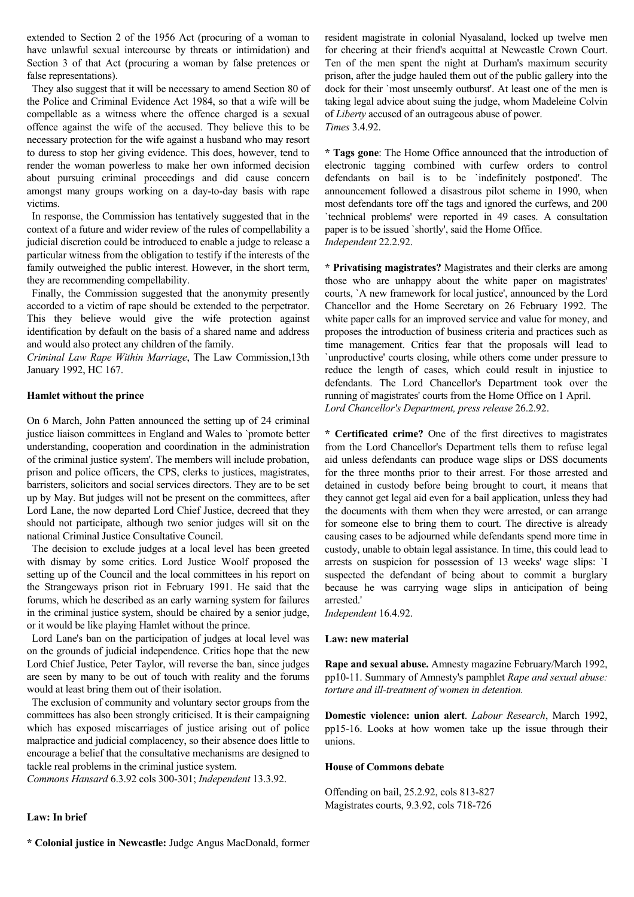extended to Section 2 of the 1956 Act (procuring of a woman to have unlawful sexual intercourse by threats or intimidation) and Section 3 of that Act (procuring a woman by false pretences or false representations).

They also suggest that it will be necessary to amend Section 80 of the Police and Criminal Evidence Act 1984, so that a wife will be compellable as a witness where the offence charged is a sexual offence against the wife of the accused. They believe this to be necessary protection for the wife against a husband who may resort to duress to stop her giving evidence. This does, however, tend to render the woman powerless to make her own informed decision about pursuing criminal proceedings and did cause concern amongst many groups working on a day-to-day basis with rape victims.

In response, the Commission has tentatively suggested that in the context of a future and wider review of the rules of compellability a judicial discretion could be introduced to enable a judge to release a particular witness from the obligation to testify if the interests of the family outweighed the public interest. However, in the short term, they are recommending compellability.

Finally, the Commission suggested that the anonymity presently accorded to a victim of rape should be extended to the perpetrator. This they believe would give the wife protection against identification by default on the basis of a shared name and address and would also protect any children of the family.

*Criminal Law Rape Within Marriage*, The Law Commission,13th January 1992, HC 167.

**Hamlet without the prince**

On 6 March, John Patten announced the setting up of 24 criminal justice liaison committees in England and Wales to `promote better understanding, cooperation and coordination in the administration of the criminal justice system'. The members will include probation, prison and police officers, the CPS, clerks to justices, magistrates, barristers, solicitors and social services directors. They are to be set up by May. But judges will not be present on the committees, after Lord Lane, the now departed Lord Chief Justice, decreed that they should not participate, although two senior judges will sit on the national Criminal Justice Consultative Council.

The decision to exclude judges at a local level has been greeted with dismay by some critics. Lord Justice Woolf proposed the setting up of the Council and the local committees in his report on the Strangeways prison riot in February 1991. He said that the forums, which he described as an early warning system for failures in the criminal justice system, should be chaired by a senior judge, or it would be like playing Hamlet without the prince.

Lord Lane's ban on the participation of judges at local level was on the grounds of judicial independence. Critics hope that the new Lord Chief Justice, Peter Taylor, will reverse the ban, since judges are seen by many to be out of touch with reality and the forums would at least bring them out of their isolation.

The exclusion of community and voluntary sector groups from the committees has also been strongly criticised. It is their campaigning which has exposed miscarriages of justice arising out of police malpractice and judicial complacency, so their absence does little to encourage a belief that the consultative mechanisms are designed to tackle real problems in the criminal justice system.

*Commons Hansard* 6.3.92 cols 300-301; *Independent* 13.3.92.

**Law: In brief**

**\* Colonial justice in Newcastle:** Judge Angus MacDonald, former resident magistrate in colonial Nyasaland, locked up twelve men for cheering at their friend's acquittal at Newcastle Crown Court. Ten of the men spent the night at Durham's maximum security prison, after the judge hauled them out of the public gallery into the dock for their `most unseemly outburst'. At least one of the men is taking legal advice about suing the judge, whom Madeleine Colvin of *Liberty* accused of an outrageous abuse of power.
*Times* 3.4.92.

**\* Tags gone**: The Home Office announced that the introduction of electronic tagging combined with curfew orders to control defendants on bail is to be `indefinitely postponed'. The announcement followed a disastrous pilot scheme in 1990, when most defendants tore off the tags and ignored the curfews, and 200 `technical problems' were reported in 49 cases. A consultation paper is to be issued `shortly', said the Home Office.
*Independent* 22.2.92.

**\* Privatising magistrates?** Magistrates and their clerks are among those who are unhappy about the white paper on magistrates' courts, `A new framework for local justice', announced by the Lord Chancellor and the Home Secretary on 26 February 1992. The white paper calls for an improved service and value for money, and proposes the introduction of business criteria and practices such as time management. Critics fear that the proposals will lead to `unproductive' courts closing, while others come under pressure to reduce the length of cases, which could result in injustice to defendants. The Lord Chancellor's Department took over the running of magistrates' courts from the Home Office on 1 April.
*Lord Chancellor's Department, press release* 26.2.92.

**\* Certificated crime?** One of the first directives to magistrates from the Lord Chancellor's Department tells them to refuse legal aid unless defendants can produce wage slips or DSS documents for the three months prior to their arrest. For those arrested and detained in custody before being brought to court, it means that they cannot get legal aid even for a bail application, unless they had the documents with them when they were arrested, or can arrange for someone else to bring them to court. The directive is already causing cases to be adjourned while defendants spend more time in custody, unable to obtain legal assistance. In time, this could lead to arrests on suspicion for possession of 13 weeks' wage slips: `I suspected the defendant of being about to commit a burglary because he was carrying wage slips in anticipation of being arrested.'
*Independent* 16.4.92.

**Law: new material**

**Rape and sexual abuse.** Amnesty magazine February/March 1992, pp10-11. Summary of Amnesty's pamphlet *Rape and sexual abuse: torture and ill-treatment of women in detention.*

**Domestic violence: union alert**. *Labour Research*, March 1992, pp15-16. Looks at how women take up the issue through their unions.

**House of Commons debate**

Offending on bail, 25.2.92, cols 813-827
Magistrates courts, 9.3.92, cols 718-726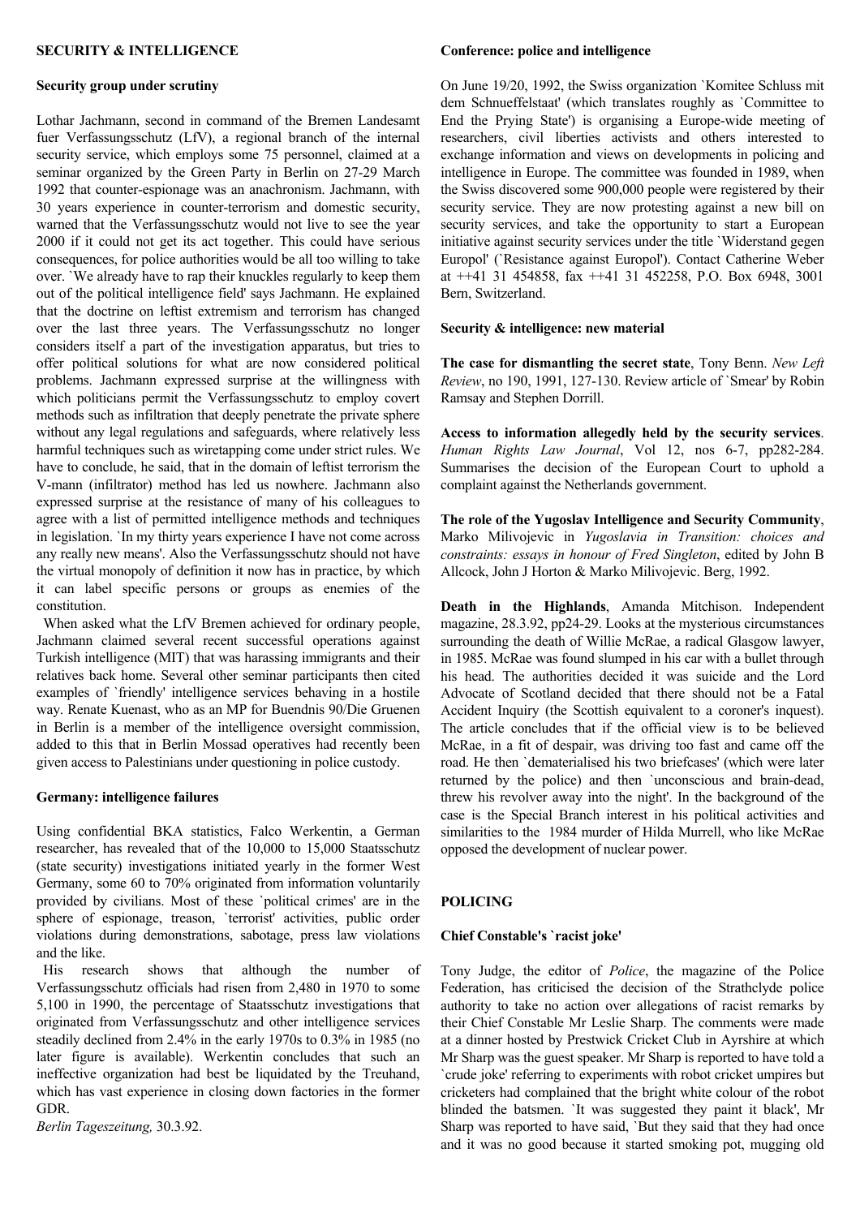## SECURITY & INTELLIGENCE

### Security group under scrutiny

Lothar Jachmann, second in command of the Bremen Landesamt fuer Verfassungsschutz (LfV), a regional branch of the internal security service, which employs some 75 personnel, claimed at a seminar organized by the Green Party in Berlin on 27-29 March 1992 that counter-espionage was an anachronism. Jachmann, with 30 years experience in counter-terrorism and domestic security, warned that the Verfassungsschutz would not live to see the year 2000 if it could not get its act together. This could have serious consequences, for police authorities would be all too willing to take over. `We already have to rap their knuckles regularly to keep them out of the political intelligence field' says Jachmann. He explained that the doctrine on leftist extremism and terrorism has changed over the last three years. The Verfassungsschutz no longer considers itself a part of the investigation apparatus, but tries to offer political solutions for what are now considered political problems. Jachmann expressed surprise at the willingness with which politicians permit the Verfassungsschutz to employ covert methods such as infiltration that deeply penetrate the private sphere without any legal regulations and safeguards, where relatively less harmful techniques such as wiretapping come under strict rules. We have to conclude, he said, that in the domain of leftist terrorism the V-mann (infiltrator) method has led us nowhere. Jachmann also expressed surprise at the resistance of many of his colleagues to agree with a list of permitted intelligence methods and techniques in legislation. `In my thirty years experience I have not come across any really new means'. Also the Verfassungsschutz should not have the virtual monopoly of definition it now has in practice, by which it can label specific persons or groups as enemies of the constitution.

When asked what the LfV Bremen achieved for ordinary people, Jachmann claimed several recent successful operations against Turkish intelligence (MIT) that was harassing immigrants and their relatives back home. Several other seminar participants then cited examples of `friendly' intelligence services behaving in a hostile way. Renate Kuenast, who as an MP for Buendnis 90/Die Gruenen in Berlin is a member of the intelligence oversight commission, added to this that in Berlin Mossad operatives had recently been given access to Palestinians under questioning in police custody.

### Germany: intelligence failures

Using confidential BKA statistics, Falco Werkentin, a German researcher, has revealed that of the 10,000 to 15,000 Staatsschutz (state security) investigations initiated yearly in the former West Germany, some 60 to 70% originated from information voluntarily provided by civilians. Most of these `political crimes' are in the sphere of espionage, treason, `terrorist' activities, public order violations during demonstrations, sabotage, press law violations and the like.

His research shows that although the number of Verfassungsschutz officials had risen from 2,480 in 1970 to some 5,100 in 1990, the percentage of Staatsschutz investigations that originated from Verfassungsschutz and other intelligence services steadily declined from 2.4% in the early 1970s to 0.3% in 1985 (no later figure is available). Werkentin concludes that such an ineffective organization had best be liquidated by the Treuhand, which has vast experience in closing down factories in the former GDR.

*Berlin Tageszeitung,* 30.3.92.

### Conference: police and intelligence

On June 19/20, 1992, the Swiss organization `Komitee Schluss mit dem Schnueffelstaat' (which translates roughly as `Committee to End the Prying State') is organising a Europe-wide meeting of researchers, civil liberties activists and others interested to exchange information and views on developments in policing and intelligence in Europe. The committee was founded in 1989, when the Swiss discovered some 900,000 people were registered by their security service. They are now protesting against a new bill on security services, and take the opportunity to start a European initiative against security services under the title `Widerstand gegen Europol' (`Resistance against Europol'). Contact Catherine Weber at ++41 31 454858, fax ++41 31 452258, P.O. Box 6948, 3001 Bern, Switzerland.

### Security & intelligence: new material

**The case for dismantling the secret state**, Tony Benn. *New Left Review*, no 190, 1991, 127-130. Review article of `Smear' by Robin Ramsay and Stephen Dorrill.

**Access to information allegedly held by the security services**. *Human Rights Law Journal*, Vol 12, nos 6-7, pp282-284. Summarises the decision of the European Court to uphold a complaint against the Netherlands government.

**The role of the Yugoslav Intelligence and Security Community**, Marko Milivojevic in *Yugoslavia in Transition: choices and constraints: essays in honour of Fred Singleton*, edited by John B Allcock, John J Horton & Marko Milivojevic. Berg, 1992.

**Death in the Highlands**, Amanda Mitchison. Independent magazine, 28.3.92, pp24-29. Looks at the mysterious circumstances surrounding the death of Willie McRae, a radical Glasgow lawyer, in 1985. McRae was found slumped in his car with a bullet through his head. The authorities decided it was suicide and the Lord Advocate of Scotland decided that there should not be a Fatal Accident Inquiry (the Scottish equivalent to a coroner's inquest). The article concludes that if the official view is to be believed McRae, in a fit of despair, was driving too fast and came off the road. He then `dematerialised his two briefcases' (which were later returned by the police) and then `unconscious and brain-dead, threw his revolver away into the night'. In the background of the case is the Special Branch interest in his political activities and similarities to the 1984 murder of Hilda Murrell, who like McRae opposed the development of nuclear power.

## POLICING

### Chief Constable's `racist joke'

Tony Judge, the editor of *Police*, the magazine of the Police Federation, has criticised the decision of the Strathclyde police authority to take no action over allegations of racist remarks by their Chief Constable Mr Leslie Sharp. The comments were made at a dinner hosted by Prestwick Cricket Club in Ayrshire at which Mr Sharp was the guest speaker. Mr Sharp is reported to have told a `crude joke' referring to experiments with robot cricket umpires but cricketers had complained that the bright white colour of the robot blinded the batsmen. `It was suggested they paint it black', Mr Sharp was reported to have said, `But they said that they had once and it was no good because it started smoking pot, mugging old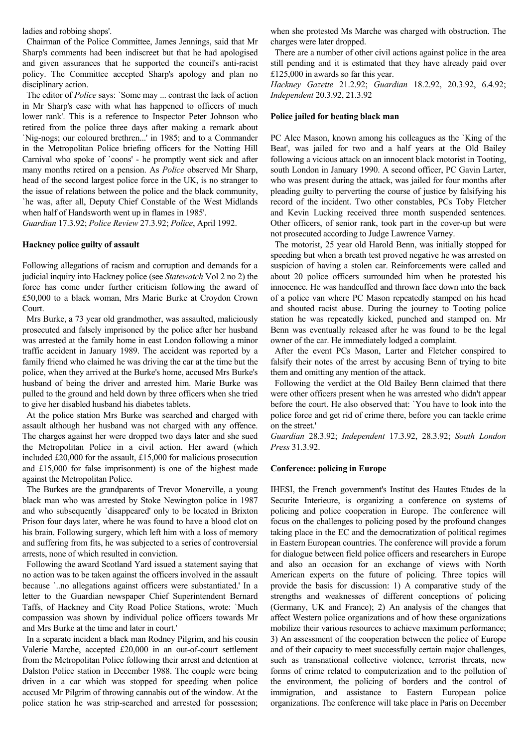ladies and robbing shops'.

Chairman of the Police Committee, James Jennings, said that Mr Sharp's comments had been indiscreet but that he had apologised and given assurances that he supported the council's anti-racist policy. The Committee accepted Sharp's apology and plan no disciplinary action.

The editor of *Police* says: `Some may ... contrast the lack of action in Mr Sharp's case with what has happened to officers of much lower rank'. This is a reference to Inspector Peter Johnson who retired from the police three days after making a remark about `Nig-nogs; our coloured brethren...' in 1985; and to a Commander in the Metropolitan Police briefing officers for the Notting Hill Carnival who spoke of `coons' - he promptly went sick and after many months retired on a pension. As *Police* observed Mr Sharp, head of the second largest police force in the UK, is no stranger to the issue of relations between the police and the black community, `he was, after all, Deputy Chief Constable of the West Midlands when half of Handsworth went up in flames in 1985'.

*Guardian* 17.3.92; *Police Review* 27.3.92; *Police*, April 1992.

**Hackney police guilty of assault**

Following allegations of racism and corruption and demands for a judicial inquiry into Hackney police (see *Statewatch* Vol 2 no 2) the force has come under further criticism following the award of £50,000 to a black woman, Mrs Marie Burke at Croydon Crown Court.

Mrs Burke, a 73 year old grandmother, was assaulted, maliciously prosecuted and falsely imprisoned by the police after her husband was arrested at the family home in east London following a minor traffic accident in January 1989. The accident was reported by a family friend who claimed he was driving the car at the time but the police, when they arrived at the Burke's home, accused Mrs Burke's husband of being the driver and arrested him. Marie Burke was pulled to the ground and held down by three officers when she tried to give her disabled husband his diabetes tablets.

At the police station Mrs Burke was searched and charged with assault although her husband was not charged with any offence. The charges against her were dropped two days later and she sued the Metropolitan Police in a civil action. Her award (which included £20,000 for the assault, £15,000 for malicious prosecution and £15,000 for false imprisonment) is one of the highest made against the Metropolitan Police.

The Burkes are the grandparents of Trevor Monerville, a young black man who was arrested by Stoke Newington police in 1987 and who subsequently `disappeared' only to be located in Brixton Prison four days later, where he was found to have a blood clot on his brain. Following surgery, which left him with a loss of memory and suffering from fits, he was subjected to a series of controversial arrests, none of which resulted in conviction.

Following the award Scotland Yard issued a statement saying that no action was to be taken against the officers involved in the assault because `..no allegations against officers were substantiated.' In a letter to the Guardian newspaper Chief Superintendent Bernard Taffs, of Hackney and City Road Police Stations, wrote: `Much compassion was shown by individual police officers towards Mr and Mrs Burke at the time and later in court.'

In a separate incident a black man Rodney Pilgrim, and his cousin Valerie Marche, accepted £20,000 in an out-of-court settlement from the Metropolitan Police following their arrest and detention at Dalston Police station in December 1988. The couple were being driven in a car which was stopped for speeding when police accused Mr Pilgrim of throwing cannabis out of the window. At the police station he was strip-searched and arrested for possession; when she protested Ms Marche was charged with obstruction. The charges were later dropped.

There are a number of other civil actions against police in the area still pending and it is estimated that they have already paid over £125,000 in awards so far this year.

*Hackney Gazette* 21.2.92; *Guardian* 18.2.92, 20.3.92, 6.4.92; *Independent* 20.3.92, 21.3.92

**Police jailed for beating black man**

PC Alec Mason, known among his colleagues as the `King of the Beat', was jailed for two and a half years at the Old Bailey following a vicious attack on an innocent black motorist in Tooting, south London in January 1990. A second officer, PC Gavin Larter, who was present during the attack, was jailed for four months after pleading guilty to perverting the course of justice by falsifying his record of the incident. Two other constables, PCs Toby Fletcher and Kevin Lucking received three month suspended sentences. Other officers, of senior rank, took part in the cover-up but were not prosecuted according to Judge Lawrence Varney.

The motorist, 25 year old Harold Benn, was initially stopped for speeding but when a breath test proved negative he was arrested on suspicion of having a stolen car. Reinforcements were called and about 20 police officers surrounded him when he protested his innocence. He was handcuffed and thrown face down into the back of a police van where PC Mason repeatedly stamped on his head and shouted racist abuse. During the journey to Tooting police station he was repeatedly kicked, punched and stamped on. Mr Benn was eventually released after he was found to be the legal owner of the car. He immediately lodged a complaint.

After the event PCs Mason, Larter and Fletcher conspired to falsify their notes of the arrest by accusing Benn of trying to bite them and omitting any mention of the attack.

Following the verdict at the Old Bailey Benn claimed that there were other officers present when he was arrested who didn't appear before the court. He also observed that: `You have to look into the police force and get rid of crime there, before you can tackle crime on the street.'

*Guardian* 28.3.92; *Independent* 17.3.92, 28.3.92; *South London Press* 31.3.92.

**Conference: policing in Europe**

IHESI, the French government's Institut des Hautes Etudes de la Securite Interieure, is organizing a conference on systems of policing and police cooperation in Europe. The conference will focus on the challenges to policing posed by the profound changes taking place in the EC and the democratization of political regimes in Eastern European countries. The conference will provide a forum for dialogue between field police officers and researchers in Europe and also an occasion for an exchange of views with North American experts on the future of policing. Three topics will provide the basis for discussion: 1) A comparative study of the strengths and weaknesses of different conceptions of policing (Germany, UK and France); 2) An analysis of the changes that affect Western police organizations and of how these organizations mobilize their various resources to achieve maximum performance; 3) An assessment of the cooperation between the police of Europe and of their capacity to meet successfully certain major challenges, such as transnational collective violence, terrorist threats, new forms of crime related to computerization and to the pollution of the environment, the policing of borders and the control of immigration, and assistance to Eastern European police organizations. The conference will take place in Paris on December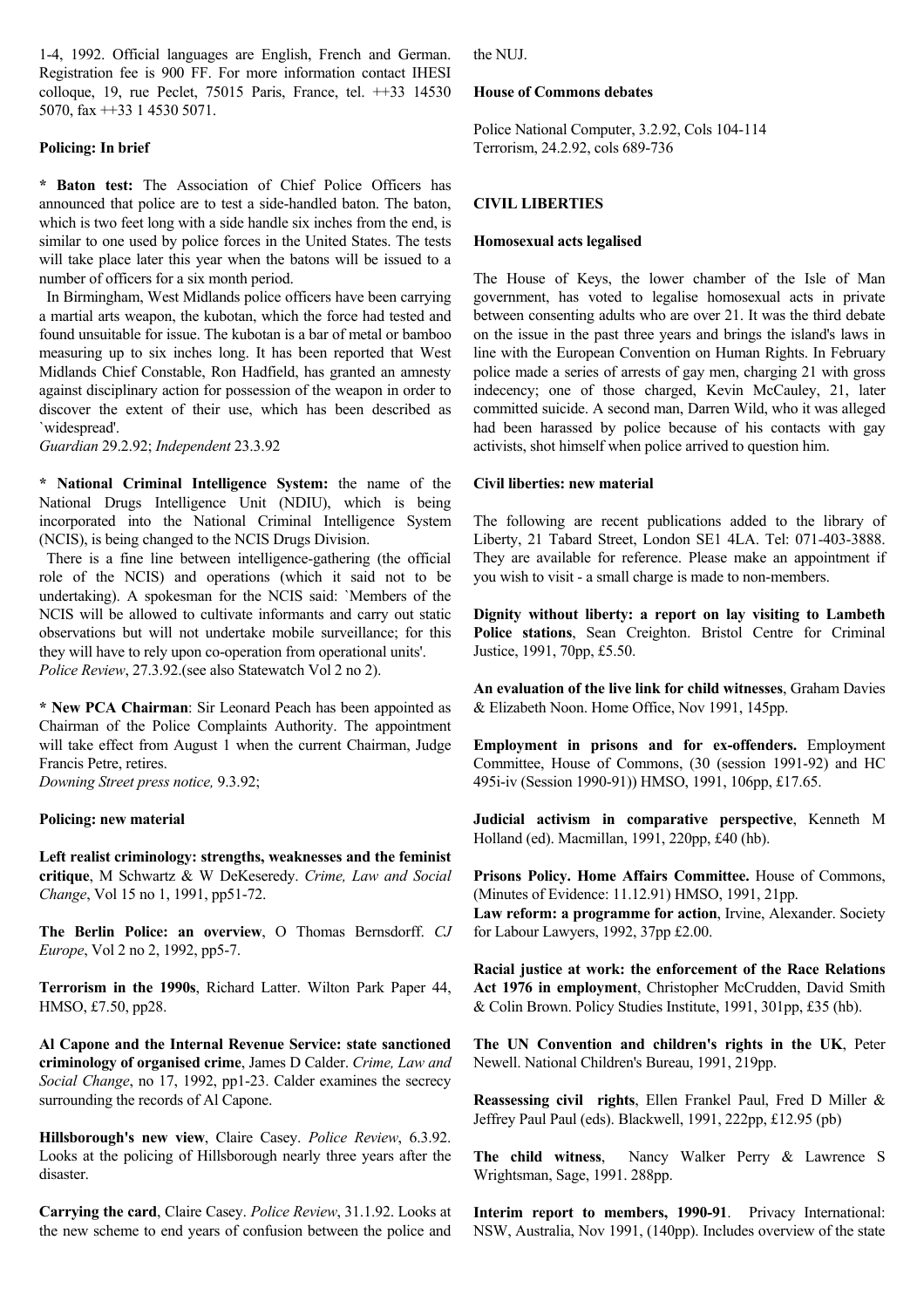1-4, 1992. Official languages are English, French and German. Registration fee is 900 FF. For more information contact IHESI colloque, 19, rue Peclet, 75015 Paris, France, tel. ++33 14530 5070, fax ++33 1 4530 5071.

### Policing: In brief

**\* Baton test:** The Association of Chief Police Officers has announced that police are to test a side-handled baton. The baton, which is two feet long with a side handle six inches from the end, is similar to one used by police forces in the United States. The tests will take place later this year when the batons will be issued to a number of officers for a six month period.

In Birmingham, West Midlands police officers have been carrying a martial arts weapon, the kubotan, which the force had tested and found unsuitable for issue. The kubotan is a bar of metal or bamboo measuring up to six inches long. It has been reported that West Midlands Chief Constable, Ron Hadfield, has granted an amnesty against disciplinary action for possession of the weapon in order to discover the extent of their use, which has been described as `widespread'.
*Guardian* 29.2.92; *Independent* 23.3.92

**\* National Criminal Intelligence System:** the name of the National Drugs Intelligence Unit (NDIU), which is being incorporated into the National Criminal Intelligence System (NCIS), is being changed to the NCIS Drugs Division.

There is a fine line between intelligence-gathering (the official role of the NCIS) and operations (which it said not to be undertaking). A spokesman for the NCIS said: `Members of the NCIS will be allowed to cultivate informants and carry out static observations but will not undertake mobile surveillance; for this they will have to rely upon co-operation from operational units'.
*Police Review*, 27.3.92.(see also Statewatch Vol 2 no 2).

**\* New PCA Chairman**: Sir Leonard Peach has been appointed as Chairman of the Police Complaints Authority. The appointment will take effect from August 1 when the current Chairman, Judge Francis Petre, retires.
*Downing Street press notice,* 9.3.92;

### Policing: new material

**Left realist criminology: strengths, weaknesses and the feminist critique**, M Schwartz & W DeKeseredy. *Crime, Law and Social Change*, Vol 15 no 1, 1991, pp51-72.

**The Berlin Police: an overview**, O Thomas Bernsdorff. *CJ Europe*, Vol 2 no 2, 1992, pp5-7.

**Terrorism in the 1990s**, Richard Latter. Wilton Park Paper 44, HMSO, £7.50, pp28.

**Al Capone and the Internal Revenue Service: state sanctioned criminology of organised crime**, James D Calder. *Crime, Law and Social Change*, no 17, 1992, pp1-23. Calder examines the secrecy surrounding the records of Al Capone.

**Hillsborough's new view**, Claire Casey. *Police Review*, 6.3.92. Looks at the policing of Hillsborough nearly three years after the disaster.

**Carrying the card**, Claire Casey. *Police Review*, 31.1.92. Looks at the new scheme to end years of confusion between the police and the NUJ.

### House of Commons debates

Police National Computer, 3.2.92, Cols 104-114
Terrorism, 24.2.92, cols 689-736

## CIVIL LIBERTIES

### Homosexual acts legalised

The House of Keys, the lower chamber of the Isle of Man government, has voted to legalise homosexual acts in private between consenting adults who are over 21. It was the third debate on the issue in the past three years and brings the island's laws in line with the European Convention on Human Rights. In February police made a series of arrests of gay men, charging 21 with gross indecency; one of those charged, Kevin McCauley, 21, later committed suicide. A second man, Darren Wild, who it was alleged had been harassed by police because of his contacts with gay activists, shot himself when police arrived to question him.

### Civil liberties: new material

The following are recent publications added to the library of Liberty, 21 Tabard Street, London SE1 4LA. Tel: 071-403-3888. They are available for reference. Please make an appointment if you wish to visit - a small charge is made to non-members.

**Dignity without liberty: a report on lay visiting to Lambeth Police stations**, Sean Creighton. Bristol Centre for Criminal Justice, 1991, 70pp, £5.50.

**An evaluation of the live link for child witnesses**, Graham Davies & Elizabeth Noon. Home Office, Nov 1991, 145pp.

**Employment in prisons and for ex-offenders.** Employment Committee, House of Commons, (30 (session 1991-92) and HC 495i-iv (Session 1990-91)) HMSO, 1991, 106pp, £17.65.

**Judicial activism in comparative perspective**, Kenneth M Holland (ed). Macmillan, 1991, 220pp, £40 (hb).

**Prisons Policy. Home Affairs Committee.** House of Commons, (Minutes of Evidence: 11.12.91) HMSO, 1991, 21pp.
**Law reform: a programme for action**, Irvine, Alexander. Society for Labour Lawyers, 1992, 37pp £2.00.

**Racial justice at work: the enforcement of the Race Relations Act 1976 in employment**, Christopher McCrudden, David Smith & Colin Brown. Policy Studies Institute, 1991, 301pp, £35 (hb).

**The UN Convention and children's rights in the UK**, Peter Newell. National Children's Bureau, 1991, 219pp.

**Reassessing civil rights**, Ellen Frankel Paul, Fred D Miller & Jeffrey Paul Paul (eds). Blackwell, 1991, 222pp, £12.95 (pb)

**The child witness**, Nancy Walker Perry & Lawrence S Wrightsman, Sage, 1991. 288pp.

**Interim report to members, 1990-91**. Privacy International: NSW, Australia, Nov 1991, (140pp). Includes overview of the state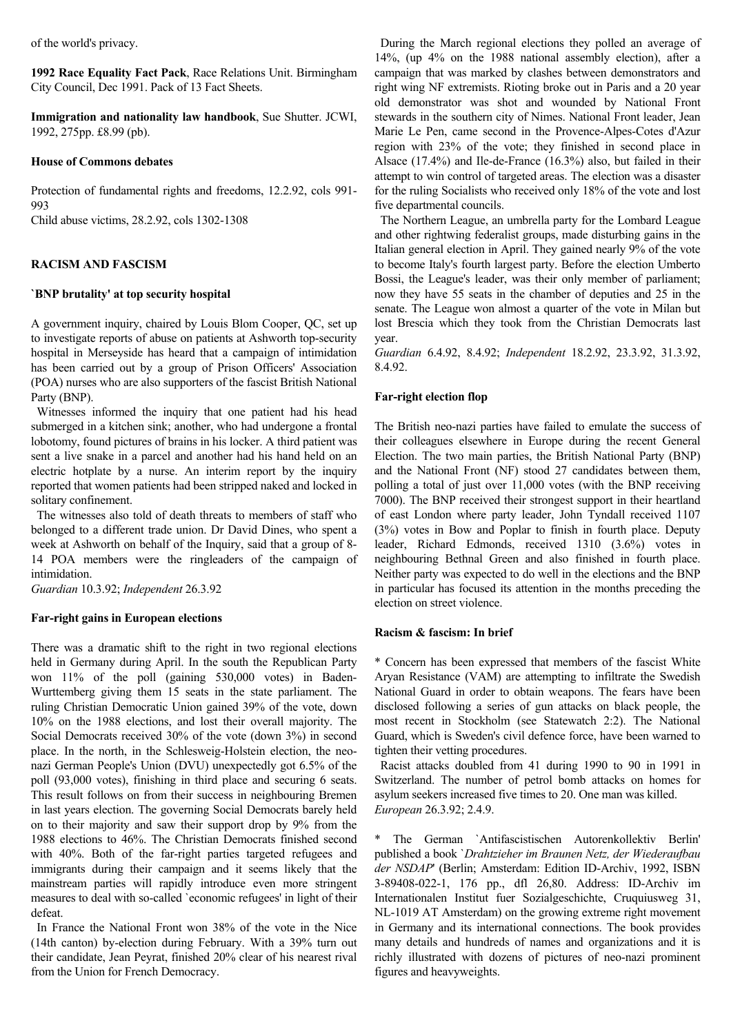of the world's privacy.

**1992 Race Equality Fact Pack**, Race Relations Unit. Birmingham City Council, Dec 1991. Pack of 13 Fact Sheets.

**Immigration and nationality law handbook**, Sue Shutter. JCWI, 1992, 275pp. £8.99 (pb).

**House of Commons debates**

Protection of fundamental rights and freedoms, 12.2.92, cols 991-993
Child abuse victims, 28.2.92, cols 1302-1308

## RACISM AND FASCISM

### `BNP brutality' at top security hospital

A government inquiry, chaired by Louis Blom Cooper, QC, set up to investigate reports of abuse on patients at Ashworth top-security hospital in Merseyside has heard that a campaign of intimidation has been carried out by a group of Prison Officers' Association (POA) nurses who are also supporters of the fascist British National Party (BNP).

Witnesses informed the inquiry that one patient had his head submerged in a kitchen sink; another, who had undergone a frontal lobotomy, found pictures of brains in his locker. A third patient was sent a live snake in a parcel and another had his hand held on an electric hotplate by a nurse. An interim report by the inquiry reported that women patients had been stripped naked and locked in solitary confinement.

The witnesses also told of death threats to members of staff who belonged to a different trade union. Dr David Dines, who spent a week at Ashworth on behalf of the Inquiry, said that a group of 8-14 POA members were the ringleaders of the campaign of intimidation.
*Guardian* 10.3.92; *Independent* 26.3.92

### Far-right gains in European elections

There was a dramatic shift to the right in two regional elections held in Germany during April. In the south the Republican Party won 11% of the poll (gaining 530,000 votes) in Baden-Wurttemberg giving them 15 seats in the state parliament. The ruling Christian Democratic Union gained 39% of the vote, down 10% on the 1988 elections, and lost their overall majority. The Social Democrats received 30% of the vote (down 3%) in second place. In the north, in the Schlesweig-Holstein election, the neo-nazi German People's Union (DVU) unexpectedly got 6.5% of the poll (93,000 votes), finishing in third place and securing 6 seats. This result follows on from their success in neighbouring Bremen in last years election. The governing Social Democrats barely held on to their majority and saw their support drop by 9% from the 1988 elections to 46%. The Christian Democrats finished second with 40%. Both of the far-right parties targeted refugees and immigrants during their campaign and it seems likely that the mainstream parties will rapidly introduce even more stringent measures to deal with so-called `economic refugees' in light of their defeat.

In France the National Front won 38% of the vote in the Nice (14th canton) by-election during February. With a 39% turn out their candidate, Jean Peyrat, finished 20% clear of his nearest rival from the Union for French Democracy.

During the March regional elections they polled an average of 14%, (up 4% on the 1988 national assembly election), after a campaign that was marked by clashes between demonstrators and right wing NF extremists. Rioting broke out in Paris and a 20 year old demonstrator was shot and wounded by National Front stewards in the southern city of Nimes. National Front leader, Jean Marie Le Pen, came second in the Provence-Alpes-Cotes d'Azur region with 23% of the vote; they finished in second place in Alsace (17.4%) and Ile-de-France (16.3%) also, but failed in their attempt to win control of targeted areas. The election was a disaster for the ruling Socialists who received only 18% of the vote and lost five departmental councils.

The Northern League, an umbrella party for the Lombard League and other rightwing federalist groups, made disturbing gains in the Italian general election in April. They gained nearly 9% of the vote to become Italy's fourth largest party. Before the election Umberto Bossi, the League's leader, was their only member of parliament; now they have 55 seats in the chamber of deputies and 25 in the senate. The League won almost a quarter of the vote in Milan but lost Brescia which they took from the Christian Democrats last year.
*Guardian* 6.4.92, 8.4.92; *Independent* 18.2.92, 23.3.92, 31.3.92, 8.4.92.

### Far-right election flop

The British neo-nazi parties have failed to emulate the success of their colleagues elsewhere in Europe during the recent General Election. The two main parties, the British National Party (BNP) and the National Front (NF) stood 27 candidates between them, polling a total of just over 11,000 votes (with the BNP receiving 7000). The BNP received their strongest support in their heartland of east London where party leader, John Tyndall received 1107 (3%) votes in Bow and Poplar to finish in fourth place. Deputy leader, Richard Edmonds, received 1310 (3.6%) votes in neighbouring Bethnal Green and also finished in fourth place. Neither party was expected to do well in the elections and the BNP in particular has focused its attention in the months preceding the election on street violence.

### Racism & fascism: In brief

* Concern has been expressed that members of the fascist White Aryan Resistance (VAM) are attempting to infiltrate the Swedish National Guard in order to obtain weapons. The fears have been disclosed following a series of gun attacks on black people, the most recent in Stockholm (see Statewatch 2:2). The National Guard, which is Sweden's civil defence force, have been warned to tighten their vetting procedures.

Racist attacks doubled from 41 during 1990 to 90 in 1991 in Switzerland. The number of petrol bomb attacks on homes for asylum seekers increased five times to 20. One man was killed.
*European* 26.3.92; 2.4.9.

* The German `Antifascistischen Autorenkollektiv Berlin' published a book `*Drahtzieher im Braunen Netz, der Wiederaufbau der NSDAP*' (Berlin; Amsterdam: Edition ID-Archiv, 1992, ISBN 3-89408-022-1, 176 pp., dfl 26,80. Address: ID-Archiv im Internationalen Institut fuer Sozialgeschichte, Cruquiusweg 31, NL-1019 AT Amsterdam) on the growing extreme right movement in Germany and its international connections. The book provides many details and hundreds of names and organizations and it is richly illustrated with dozens of pictures of neo-nazi prominent figures and heavyweights.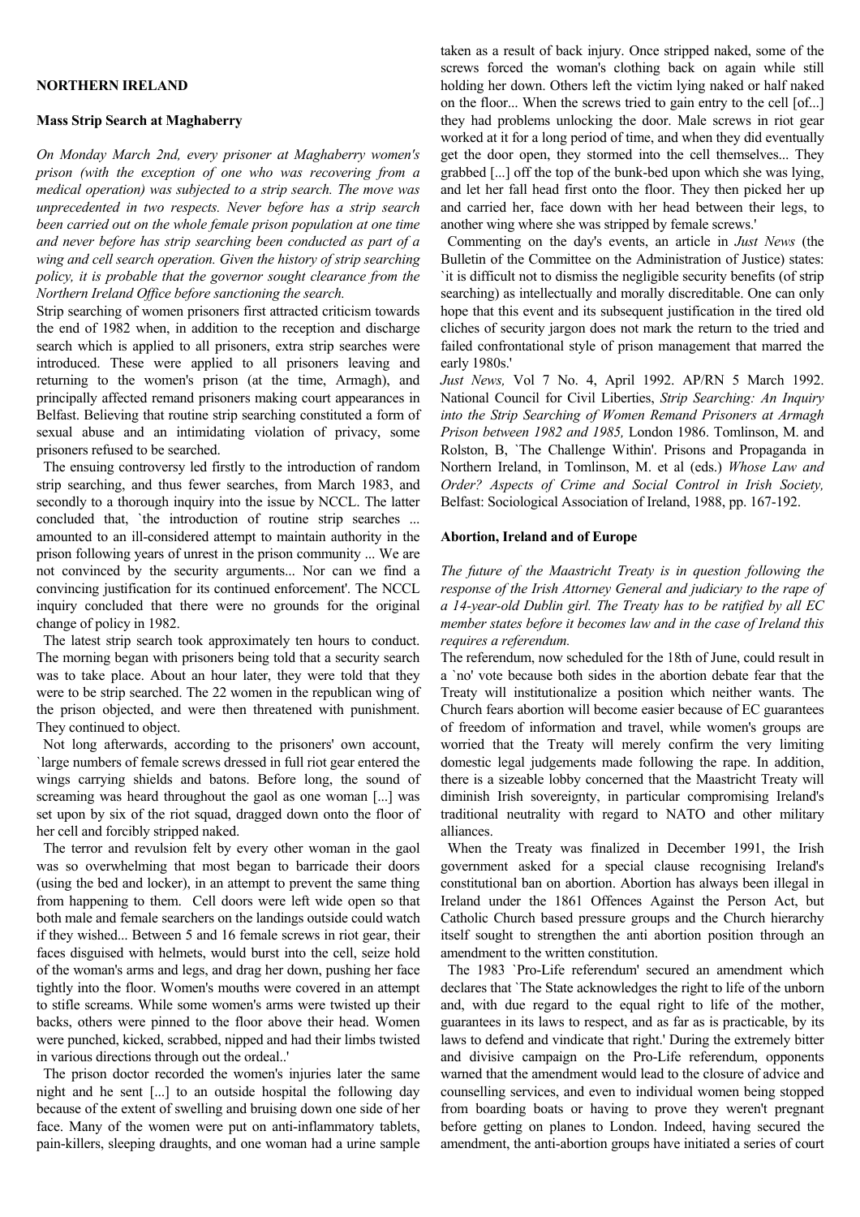## NORTHERN IRELAND

### Mass Strip Search at Maghaberry

*On Monday March 2nd, every prisoner at Maghaberry women's prison (with the exception of one who was recovering from a medical operation) was subjected to a strip search. The move was unprecedented in two respects. Never before has a strip search been carried out on the whole female prison population at one time and never before has strip searching been conducted as part of a wing and cell search operation. Given the history of strip searching policy, it is probable that the governor sought clearance from the Northern Ireland Office before sanctioning the search.*

Strip searching of women prisoners first attracted criticism towards the end of 1982 when, in addition to the reception and discharge search which is applied to all prisoners, extra strip searches were introduced. These were applied to all prisoners leaving and returning to the women's prison (at the time, Armagh), and principally affected remand prisoners making court appearances in Belfast. Believing that routine strip searching constituted a form of sexual abuse and an intimidating violation of privacy, some prisoners refused to be searched.

The ensuing controversy led firstly to the introduction of random strip searching, and thus fewer searches, from March 1983, and secondly to a thorough inquiry into the issue by NCCL. The latter concluded that, `the introduction of routine strip searches ... amounted to an ill-considered attempt to maintain authority in the prison following years of unrest in the prison community ... We are not convinced by the security arguments... Nor can we find a convincing justification for its continued enforcement'. The NCCL inquiry concluded that there were no grounds for the original change of policy in 1982.

The latest strip search took approximately ten hours to conduct. The morning began with prisoners being told that a security search was to take place. About an hour later, they were told that they were to be strip searched. The 22 women in the republican wing of the prison objected, and were then threatened with punishment. They continued to object.

Not long afterwards, according to the prisoners' own account, `large numbers of female screws dressed in full riot gear entered the wings carrying shields and batons. Before long, the sound of screaming was heard throughout the gaol as one woman [...] was set upon by six of the riot squad, dragged down onto the floor of her cell and forcibly stripped naked.

The terror and revulsion felt by every other woman in the gaol was so overwhelming that most began to barricade their doors (using the bed and locker), in an attempt to prevent the same thing from happening to them. Cell doors were left wide open so that both male and female searchers on the landings outside could watch if they wished... Between 5 and 16 female screws in riot gear, their faces disguised with helmets, would burst into the cell, seize hold of the woman's arms and legs, and drag her down, pushing her face tightly into the floor. Women's mouths were covered in an attempt to stifle screams. While some women's arms were twisted up their backs, others were pinned to the floor above their head. Women were punched, kicked, scrabbed, nipped and had their limbs twisted in various directions through out the ordeal..'

The prison doctor recorded the women's injuries later the same night and he sent [...] to an outside hospital the following day because of the extent of swelling and bruising down one side of her face. Many of the women were put on anti-inflammatory tablets, pain-killers, sleeping draughts, and one woman had a urine sample taken as a result of back injury. Once stripped naked, some of the screws forced the woman's clothing back on again while still holding her down. Others left the victim lying naked or half naked on the floor... When the screws tried to gain entry to the cell [of...] they had problems unlocking the door. Male screws in riot gear worked at it for a long period of time, and when they did eventually get the door open, they stormed into the cell themselves... They grabbed [...] off the top of the bunk-bed upon which she was lying, and let her fall head first onto the floor. They then picked her up and carried her, face down with her head between their legs, to another wing where she was stripped by female screws.'

Commenting on the day's events, an article in *Just News* (the Bulletin of the Committee on the Administration of Justice) states: `it is difficult not to dismiss the negligible security benefits (of strip searching) as intellectually and morally discreditable. One can only hope that this event and its subsequent justification in the tired old cliches of security jargon does not mark the return to the tried and failed confrontational style of prison management that marred the early 1980s.'

*Just News,* Vol 7 No. 4, April 1992. AP/RN 5 March 1992. National Council for Civil Liberties, *Strip Searching: An Inquiry into the Strip Searching of Women Remand Prisoners at Armagh Prison between 1982 and 1985,* London 1986. Tomlinson, M. and Rolston, B, `The Challenge Within'. Prisons and Propaganda in Northern Ireland, in Tomlinson, M. et al (eds.) *Whose Law and Order? Aspects of Crime and Social Control in Irish Society,* Belfast: Sociological Association of Ireland, 1988, pp. 167-192.

### Abortion, Ireland and of Europe

*The future of the Maastricht Treaty is in question following the response of the Irish Attorney General and judiciary to the rape of a 14-year-old Dublin girl. The Treaty has to be ratified by all EC member states before it becomes law and in the case of Ireland this requires a referendum.*

The referendum, now scheduled for the 18th of June, could result in a `no' vote because both sides in the abortion debate fear that the Treaty will institutionalize a position which neither wants. The Church fears abortion will become easier because of EC guarantees of freedom of information and travel, while women's groups are worried that the Treaty will merely confirm the very limiting domestic legal judgements made following the rape. In addition, there is a sizeable lobby concerned that the Maastricht Treaty will diminish Irish sovereignty, in particular compromising Ireland's traditional neutrality with regard to NATO and other military alliances.

When the Treaty was finalized in December 1991, the Irish government asked for a special clause recognising Ireland's constitutional ban on abortion. Abortion has always been illegal in Ireland under the 1861 Offences Against the Person Act, but Catholic Church based pressure groups and the Church hierarchy itself sought to strengthen the anti abortion position through an amendment to the written constitution.

The 1983 `Pro-Life referendum' secured an amendment which declares that `The State acknowledges the right to life of the unborn and, with due regard to the equal right to life of the mother, guarantees in its laws to respect, and as far as is practicable, by its laws to defend and vindicate that right.' During the extremely bitter and divisive campaign on the Pro-Life referendum, opponents warned that the amendment would lead to the closure of advice and counselling services, and even to individual women being stopped from boarding boats or having to prove they weren't pregnant before getting on planes to London. Indeed, having secured the amendment, the anti-abortion groups have initiated a series of court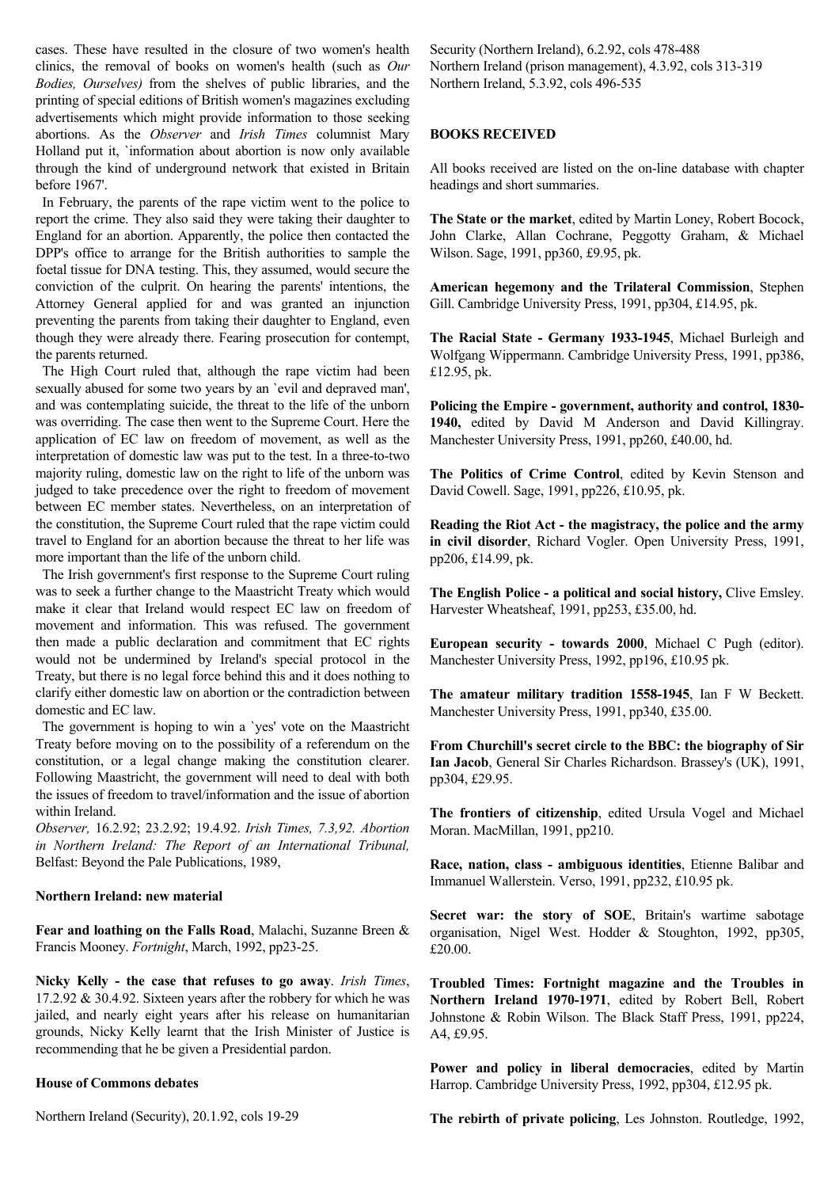cases. These have resulted in the closure of two women's health clinics, the removal of books on women's health (such as *Our Bodies, Ourselves)* from the shelves of public libraries, and the printing of special editions of British women's magazines excluding advertisements which might provide information to those seeking abortions. As the *Observer* and *Irish Times* columnist Mary Holland put it, `information about abortion is now only available through the kind of underground network that existed in Britain before 1967'.

In February, the parents of the rape victim went to the police to report the crime. They also said they were taking their daughter to England for an abortion. Apparently, the police then contacted the DPP's office to arrange for the British authorities to sample the foetal tissue for DNA testing. This, they assumed, would secure the conviction of the culprit. On hearing the parents' intentions, the Attorney General applied for and was granted an injunction preventing the parents from taking their daughter to England, even though they were already there. Fearing prosecution for contempt, the parents returned.

The High Court ruled that, although the rape victim had been sexually abused for some two years by an `evil and depraved man', and was contemplating suicide, the threat to the life of the unborn was overriding. The case then went to the Supreme Court. Here the application of EC law on freedom of movement, as well as the interpretation of domestic law was put to the test. In a three-to-two majority ruling, domestic law on the right to life of the unborn was judged to take precedence over the right to freedom of movement between EC member states. Nevertheless, on an interpretation of the constitution, the Supreme Court ruled that the rape victim could travel to England for an abortion because the threat to her life was more important than the life of the unborn child.

The Irish government's first response to the Supreme Court ruling was to seek a further change to the Maastricht Treaty which would make it clear that Ireland would respect EC law on freedom of movement and information. This was refused. The government then made a public declaration and commitment that EC rights would not be undermined by Ireland's special protocol in the Treaty, but there is no legal force behind this and it does nothing to clarify either domestic law on abortion or the contradiction between domestic and EC law.

The government is hoping to win a `yes' vote on the Maastricht Treaty before moving on to the possibility of a referendum on the constitution, or a legal change making the constitution clearer. Following Maastricht, the government will need to deal with both the issues of freedom to travel/information and the issue of abortion within Ireland.

*Observer,* 16.2.92; 23.2.92; 19.4.92. *Irish Times, 7.3,92. Abortion in Northern Ireland: The Report of an International Tribunal,* Belfast: Beyond the Pale Publications, 1989,

**Northern Ireland: new material**

**Fear and loathing on the Falls Road**, Malachi, Suzanne Breen & Francis Mooney. *Fortnight*, March, 1992, pp23-25.

**Nicky Kelly - the case that refuses to go away**. *Irish Times*, 17.2.92 & 30.4.92. Sixteen years after the robbery for which he was jailed, and nearly eight years after his release on humanitarian grounds, Nicky Kelly learnt that the Irish Minister of Justice is recommending that he be given a Presidential pardon.

**House of Commons debates**

Northern Ireland (Security), 20.1.92, cols 19-29
Security (Northern Ireland), 6.2.92, cols 478-488
Northern Ireland (prison management), 4.3.92, cols 313-319
Northern Ireland, 5.3.92, cols 496-535

**BOOKS RECEIVED**

All books received are listed on the on-line database with chapter headings and short summaries.

**The State or the market**, edited by Martin Loney, Robert Bocock, John Clarke, Allan Cochrane, Peggotty Graham, & Michael Wilson. Sage, 1991, pp360, £9.95, pk.

**American hegemony and the Trilateral Commission**, Stephen Gill. Cambridge University Press, 1991, pp304, £14.95, pk.

**The Racial State - Germany 1933-1945**, Michael Burleigh and Wolfgang Wippermann. Cambridge University Press, 1991, pp386, £12.95, pk.

**Policing the Empire - government, authority and control, 1830-1940,** edited by David M Anderson and David Killingray. Manchester University Press, 1991, pp260, £40.00, hd.

**The Politics of Crime Control**, edited by Kevin Stenson and David Cowell. Sage, 1991, pp226, £10.95, pk.

**Reading the Riot Act - the magistracy, the police and the army in civil disorder**, Richard Vogler. Open University Press, 1991, pp206, £14.99, pk.

**The English Police - a political and social history,** Clive Emsley. Harvester Wheatsheaf, 1991, pp253, £35.00, hd.

**European security - towards 2000**, Michael C Pugh (editor). Manchester University Press, 1992, pp196, £10.95 pk.

**The amateur military tradition 1558-1945**, Ian F W Beckett. Manchester University Press, 1991, pp340, £35.00.

**From Churchill's secret circle to the BBC: the biography of Sir Ian Jacob**, General Sir Charles Richardson. Brassey's (UK), 1991, pp304, £29.95.

**The frontiers of citizenship**, edited Ursula Vogel and Michael Moran. MacMillan, 1991, pp210.

**Race, nation, class - ambiguous identities**, Etienne Balibar and Immanuel Wallerstein. Verso, 1991, pp232, £10.95 pk.

**Secret war: the story of SOE**, Britain's wartime sabotage organisation, Nigel West. Hodder & Stoughton, 1992, pp305, £20.00.

**Troubled Times: Fortnight magazine and the Troubles in Northern Ireland 1970-1971**, edited by Robert Bell, Robert Johnstone & Robin Wilson. The Black Staff Press, 1991, pp224, A4, £9.95.

**Power and policy in liberal democracies**, edited by Martin Harrop. Cambridge University Press, 1992, pp304, £12.95 pk.

**The rebirth of private policing**, Les Johnston. Routledge, 1992,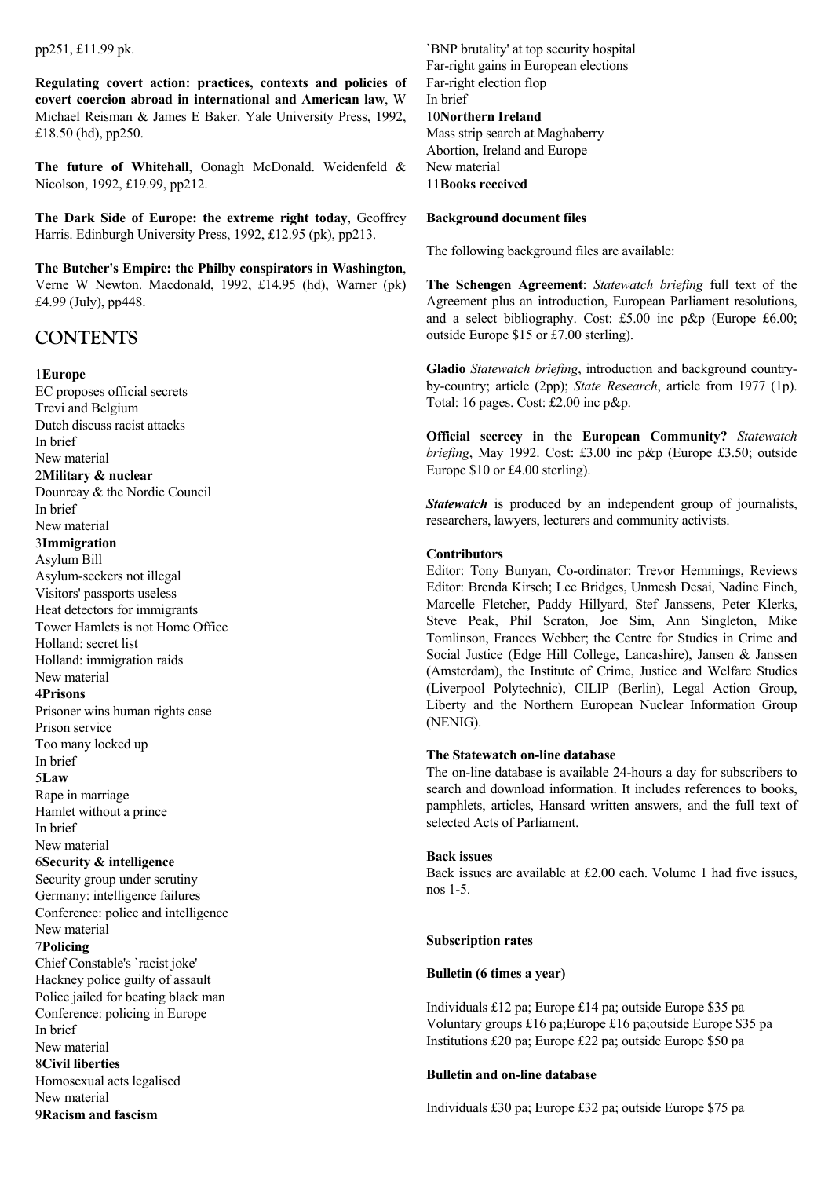pp251, £11.99 pk.

**Regulating covert action: practices, contexts and policies of covert coercion abroad in international and American law**, W Michael Reisman & James E Baker. Yale University Press, 1992, £18.50 (hd), pp250.

**The future of Whitehall**, Oonagh McDonald. Weidenfeld & Nicolson, 1992, £19.99, pp212.

**The Dark Side of Europe: the extreme right today**, Geoffrey Harris. Edinburgh University Press, 1992, £12.95 (pk), pp213.

**The Butcher's Empire: the Philby conspirators in Washington**, Verne W Newton. Macdonald, 1992, £14.95 (hd), Warner (pk) £4.99 (July), pp448.

## CONTENTS

1**Europe**
EC proposes official secrets
Trevi and Belgium
Dutch discuss racist attacks
In brief
New material
2**Military & nuclear**
Dounreay & the Nordic Council
In brief
New material
3**Immigration**
Asylum Bill
Asylum-seekers not illegal
Visitors' passports useless
Heat detectors for immigrants
Tower Hamlets is not Home Office
Holland: secret list
Holland: immigration raids
New material
4**Prisons**
Prisoner wins human rights case
Prison service
Too many locked up
In brief
5**Law**
Rape in marriage
Hamlet without a prince
In brief
New material
6**Security & intelligence**
Security group under scrutiny
Germany: intelligence failures
Conference: police and intelligence
New material
7**Policing**
Chief Constable's `racist joke'
Hackney police guilty of assault
Police jailed for beating black man
Conference: policing in Europe
In brief
New material
8**Civil liberties**
Homosexual acts legalised
New material
9**Racism and fascism**
`BNP brutality' at top security hospital
Far-right gains in European elections
Far-right election flop
In brief
10**Northern Ireland**
Mass strip search at Maghaberry
Abortion, Ireland and Europe
New material
11**Books received**

**Background document files**

The following background files are available:

**The Schengen Agreement**: *Statewatch briefing* full text of the Agreement plus an introduction, European Parliament resolutions, and a select bibliography. Cost: £5.00 inc p&p (Europe £6.00; outside Europe $15 or £7.00 sterling).

**Gladio** *Statewatch briefing*, introduction and background country-by-country; article (2pp); *State Research*, article from 1977 (1p). Total: 16 pages. Cost: £2.00 inc p&p.

**Official secrecy in the European Community?** *Statewatch briefing*, May 1992. Cost: £3.00 inc p&p (Europe £3.50; outside Europe $10 or £4.00 sterling).

***Statewatch*** is produced by an independent group of journalists, researchers, lawyers, lecturers and community activists.

**Contributors**
Editor: Tony Bunyan, Co-ordinator: Trevor Hemmings, Reviews Editor: Brenda Kirsch; Lee Bridges, Unmesh Desai, Nadine Finch, Marcelle Fletcher, Paddy Hillyard, Stef Janssens, Peter Klerks, Steve Peak, Phil Scraton, Joe Sim, Ann Singleton, Mike Tomlinson, Frances Webber; the Centre for Studies in Crime and Social Justice (Edge Hill College, Lancashire), Jansen & Janssen (Amsterdam), the Institute of Crime, Justice and Welfare Studies (Liverpool Polytechnic), CILIP (Berlin), Legal Action Group, Liberty and the Northern European Nuclear Information Group (NENIG).

**The Statewatch on-line database**
The on-line database is available 24-hours a day for subscribers to search and download information. It includes references to books, pamphlets, articles, Hansard written answers, and the full text of selected Acts of Parliament.

**Back issues**
Back issues are available at £2.00 each. Volume 1 had five issues, nos 1-5.

**Subscription rates**

**Bulletin (6 times a year)**

Individuals £12 pa; Europe £14 pa; outside Europe $35 pa
Voluntary groups £16 pa;Europe £16 pa;outside Europe $35 pa
Institutions £20 pa; Europe £22 pa; outside Europe $50 pa

**Bulletin and on-line database**

Individuals £30 pa; Europe £32 pa; outside Europe $75 pa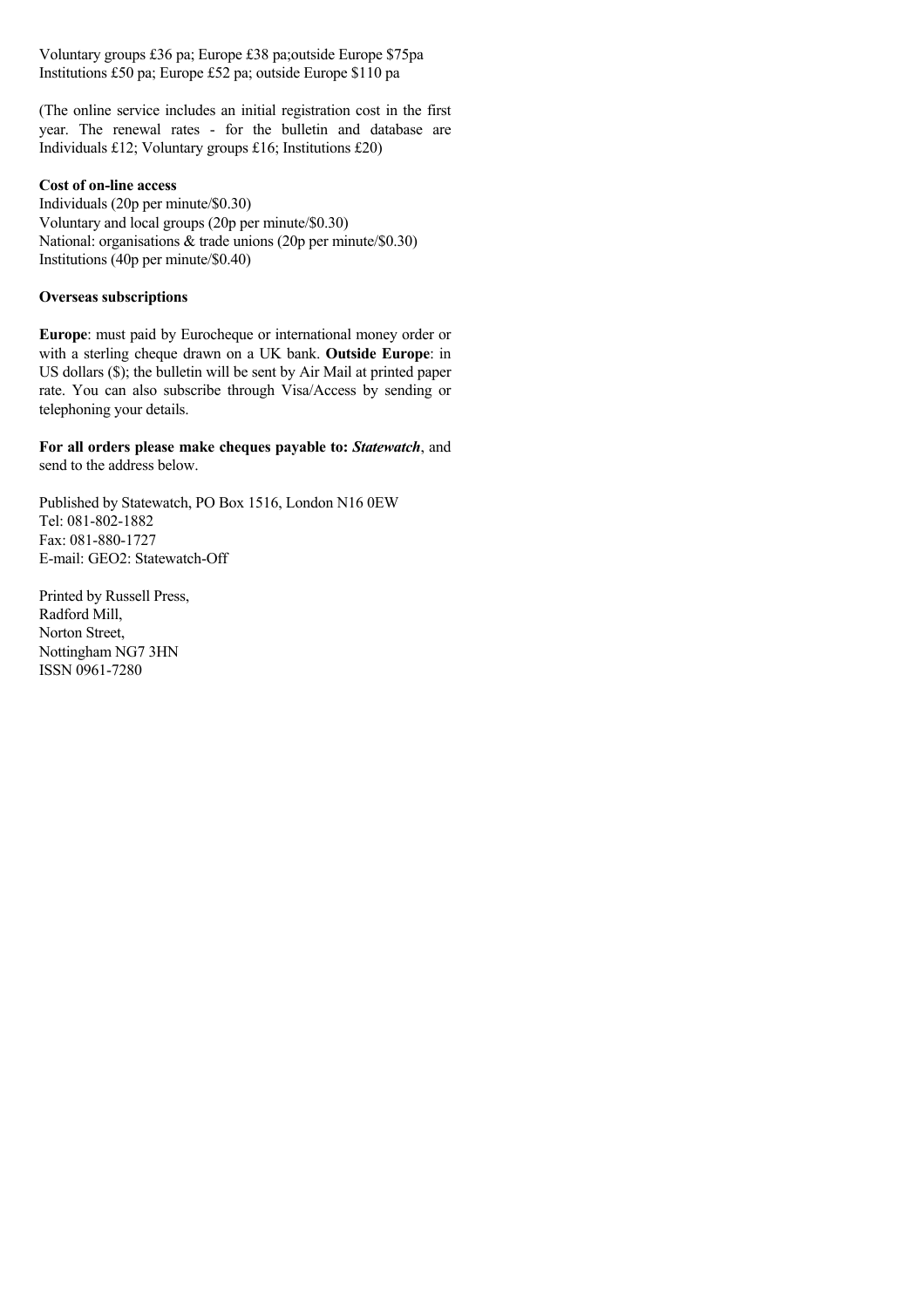Voluntary groups £36 pa; Europe £38 pa;outside Europe $75pa
Institutions £50 pa; Europe £52 pa; outside Europe $110 pa

(The online service includes an initial registration cost in the first year. The renewal rates - for the bulletin and database are Individuals £12; Voluntary groups £16; Institutions £20)

**Cost of on-line access**
Individuals (20p per minute/$0.30)
Voluntary and local groups (20p per minute/$0.30)
National: organisations & trade unions (20p per minute/$0.30)
Institutions (40p per minute/$0.40)

**Overseas subscriptions**

**Europe**: must paid by Eurocheque or international money order or with a sterling cheque drawn on a UK bank. **Outside Europe**: in US dollars ($); the bulletin will be sent by Air Mail at printed paper rate. You can also subscribe through Visa/Access by sending or telephoning your details.

**For all orders please make cheques payable to: *Statewatch***, and send to the address below.

Published by Statewatch, PO Box 1516, London N16 0EW
Tel: 081-802-1882
Fax: 081-880-1727
E-mail: GEO2: Statewatch-Off

Printed by Russell Press,
Radford Mill,
Norton Street,
Nottingham NG7 3HN
ISSN 0961-7280